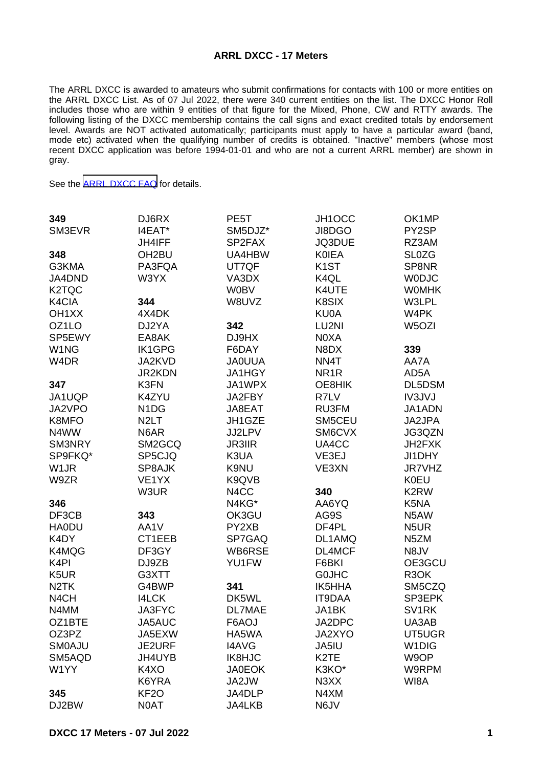## ARRL DXCC - 17 Meters

The ARRL DXCC is awarded to amateurs who submit confirmations for contacts with 100 or more entities on the ARRL DXCC List. As of 07 Jul 2022, there were 340 current entities on the list. The DXCC Honor Roll includes those who are within 9 entities of that figure for the Mixed, Phone, CW and RTTY awards. The following listing of the DXCC membership contains the call signs and exact credited totals by endorsement level. Awards are NOT activated automatically; participants must apply to have a particular award (band, mode etc) activated when the qualifying number of credits is obtained. "Inactive" members (whose most recent DXCC application was before 1994-01-01 and who are not a current ARRL member) are shown in gray.

See the [ARRL DXCC FAQ] for details.

**349**
SM3EVR

**348**
G3KMA
JA4DND
K2TQC
K4CIA
OH1XX
OZ1LO
SP5EWY
W1NG
W4DR

**347**
JA1UQP
JA2VPO
K8MFO
N4WW
SM3NRY
SP9FKQ*
W1JR
W9ZR

**346**
DF3CB
HA0DU
K4DY
K4MQG
K4PI
K5UR
N2TK
N4CH
N4MM
OZ1BTE
OZ3PZ
SM0AJU
SM5AQD
W1YY

**345**
DJ2BW
DJ6RX
I4EAT*
JH4IFF
OH2BU
PA3FQA
W3YX

**344**
4X4DK
DJ2YA
EA8AK
IK1GPG
JA2KVD
JR2KDN
K3FN
K4ZYU
N1DG
N2LT
N6AR
SM2GCQ
SP5CJQ
SP8AJK
VE1YX
W3UR

**343**
AA1V
CT1EEB
DF3GY
DJ9ZB
G3XTT
G4BWP
I4LCK
JA3FYC
JA5AUC
JA5EXW
JE2URF
JH4UYB
K4XO
K6YRA
KF2O
N0AT
PE5T
SM5DJZ*
SP2FAX
UA4HBW
UT7QF
VA3DX
W0BV
W8UVZ

**342**
DJ9HX
F6DAY
JA0UUA
JA1HGY
JA1WPX
JA2FBY
JA8EAT
JH1GZE
JJ2LPV
JR3IIR
K3UA
K9NU
K9QVB
N4CC
N4KG*
OK3GU
PY2XB
SP7GAQ
WB6RSE
YU1FW

**341**
DK5WL
DL7MAE
F6AOJ
HA5WA
I4AVG
IK8HJC
JA0EOK
JA2JW
JA4DLP
JA4LKB
JH1OCC
JI8DGO
JQ3DUE
K0IEA
K1ST
K4QL
K4UTE
K8SIX
KU0A
LU2NI
N0XA
N8DX
NN4T
NR1R
OE8HIK
R7LV
RU3FM
SM5CEU
SM6CVX
UA4CC
VE3EJ
VE3XN

**340**
AA6YQ
AG9S
DF4PL
DL1AMQ
DL4MCF
F6BKI
G0JHC
IK5HHA
IT9DAA
JA1BK
JA2DPC
JA2XYO
JA5IU
K2TE
K3KO*
N3XX
N4XM
N6JV
OK1MP
PY2SP
RZ3AM
SL0ZG
SP8NR
W0DJC
W0MHK
W3LPL
W4PK
W5OZI

**339**
AA7A
AD5A
DL5DSM
IV3JVJ
JA1ADN
JA2JPA
JG3QZN
JH2FXK
JI1DHY
JR7VHZ
K0EU
K2RW
K5NA
N5AW
N5UR
N5ZM
N8JV
OE3GCU
R3OK
SM5CZQ
SP3EPK
SV1RK
UA3AB
UT5UGR
W1DIG
W9OP
W9RPM
WI8A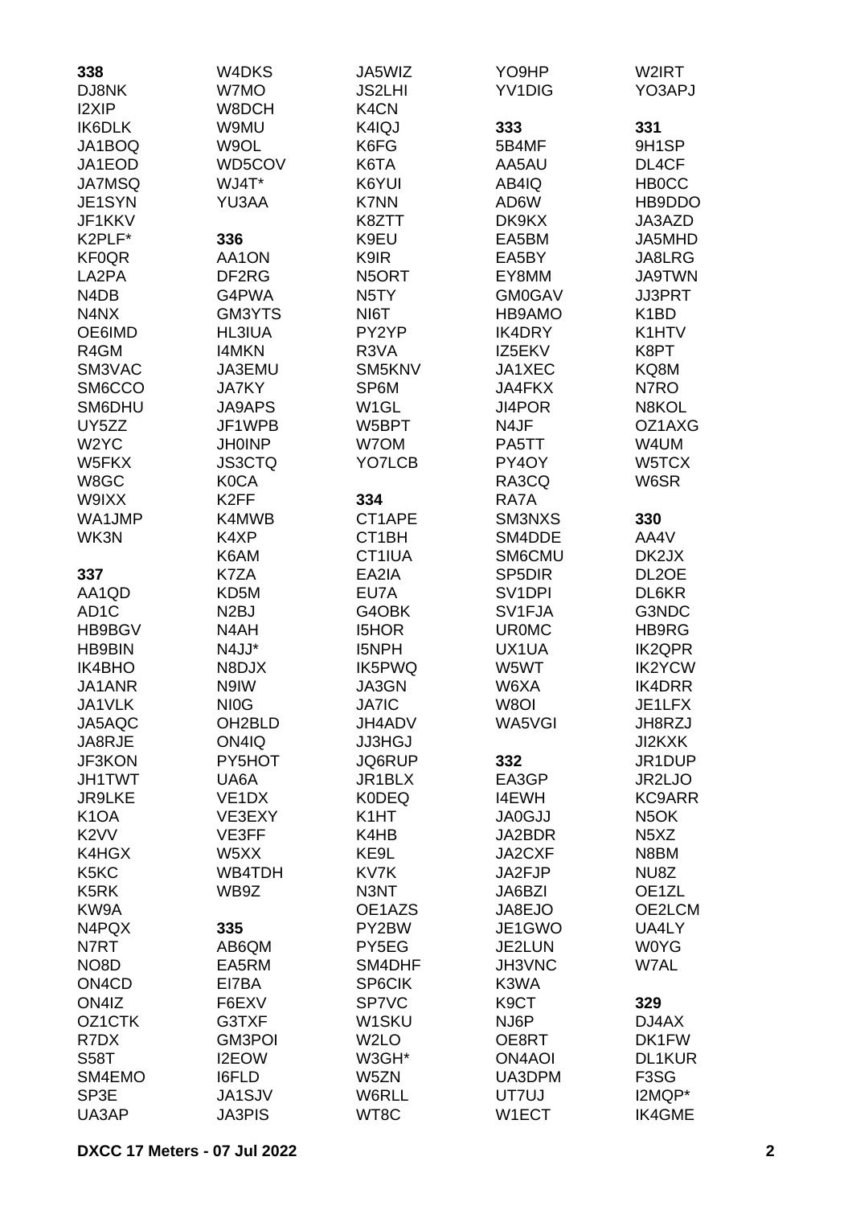**338**
DJ8NK
I2XIP
IK6DLK
JA1BOQ
JA1EOD
JA7MSQ
JE1SYN
JF1KKV
K2PLF*
KF0QR
LA2PA
N4DB
N4NX
OE6IMD
R4GM
SM3VAC
SM6CCO
SM6DHU
UY5ZZ
W2YC
W5FKX
W8GC
W9IXX
WA1JMP
WK3N

**337**
AA1QD
AD1C
HB9BGV
HB9BIN
IK4BHO
JA1ANR
JA1VLK
JA5AQC
JA8RJE
JF3KON
JH1TWT
JR9LKE
K1OA
K2VV
K4HGX
K5KC
K5RK
KW9A
N4PQX
N7RT
NO8D
ON4CD
ON4IZ
OZ1CTK
R7DX
S58T
SM4EMO
SP3E
UA3AP
W4DKS
W7MO
W8DCH
W9MU
W9OL
WD5COV
WJ4T*
YU3AA

**336**
AA1ON
DF2RG
G4PWA
GM3YTS
HL3IUA
I4MKN
JA3EMU
JA7KY
JA9APS
JF1WPB
JH0INP
JS3CTQ
K0CA
K2FF
K4MWB
K4XP
K6AM
K7ZA
KD5M
N2BJ
N4AH
N4JJ*
N8DJX
N9IW
NI0G
OH2BLD
ON4IQ
PY5HOT
UA6A
VE1DX
VE3EXY
VE3FF
W5XX
WB4TDH
WB9Z

**335**
AB6QM
EA5RM
EI7BA
F6EXV
G3TXF
GM3POI
I2EOW
I6FLD
JA1SJV
JA3PIS
JA5WIZ
JS2LHI
K4CN
K4IQJ
K6FG
K6TA
K6YUI
K7NN
K8ZTT
K9EU
K9IR
N5ORT
N5TY
NI6T
PY2YP
R3VA
SM5KNV
SP6M
W1GL
W5BPT
W7OM
YO7LCB

**334**
CT1APE
CT1BH
CT1IUA
EA2IA
EU7A
G4OBK
I5HOR
I5NPH
IK5PWQ
JA3GN
JA7IC
JH4ADV
JJ3HGJ
JQ6RUP
JR1BLX
K0DEQ
K1HT
K4HB
KE9L
KV7K
N3NT
OE1AZS
PY2BW
PY5EG
SM4DHF
SP6CIK
SP7VC
W1SKU
W2LO
W3GH*
W5ZN
W6RLL
WT8C
YO9HP
YV1DIG

**333**
5B4MF
AA5AU
AB4IQ
AD6W
DK9KX
EA5BM
EA5BY
EY8MM
GM0GAV
HB9AMO
IK4DRY
IZ5EKV
JA1XEC
JA4FKX
JI4POR
N4JF
PA5TT
PY4OY
RA3CQ
RA7A
SM3NXS
SM4DDE
SM6CMU
SP5DIR
SV1DPI
SV1FJA
UR0MC
UX1UA
W5WT
W6XA
W8OI
WA5VGI

**332**
EA3GP
I4EWH
JA0GJJ
JA2BDR
JA2CXF
JA2FJP
JA6BZI
JA8EJO
JE1GWO
JE2LUN
JH3VNC
K3WA
K9CT
NJ6P
OE8RT
ON4AOI
UA3DPM
UT7UJ
W1ECT
W2IRT
YO3APJ

**331**
9H1SP
DL4CF
HB0CC
HB9DDO
JA3AZD
JA5MHD
JA8LRG
JA9TWN
JJ3PRT
K1BD
K1HTV
K8PT
KQ8M
N7RO
N8KOL
OZ1AXG
W4UM
W5TCX
W6SR

**330**
AA4V
DK2JX
DL2OE
DL6KR
G3NDC
HB9RG
IK2QPR
IK2YCW
IK4DRR
JE1LFX
JH8RZJ
JI2KXK
JR1DUP
JR2LJO
KC9ARR
N5OK
N5XZ
N8BM
NU8Z
OE1ZL
OE2LCM
UA4LY
W0YG
W7AL

**329**
DJ4AX
DK1FW
DL1KUR
F3SG
I2MQP*
IK4GME

**DXCC 17 Meters - 07 Jul 2022**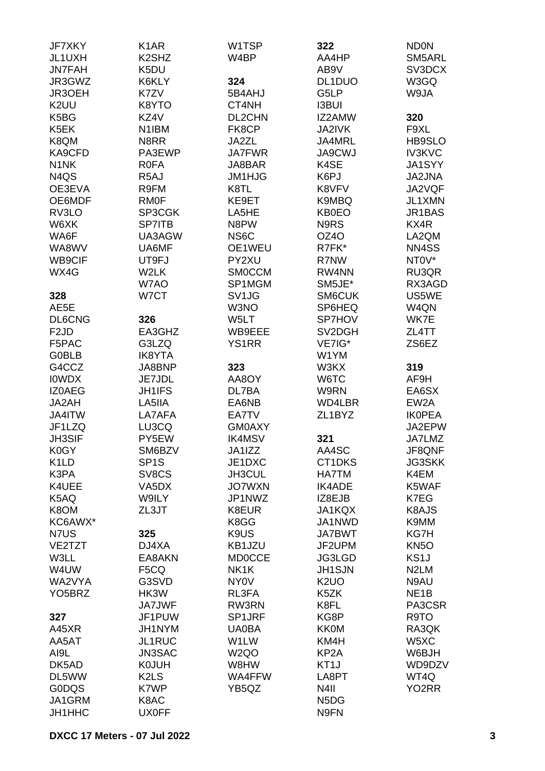JF7XKY
JL1UXH
JN7FAH
JR3GWZ
JR3OEH
K2UU
K5BG
K5EK
K8QM
KA9CFD
N1NK
N4QS
OE3EVA
OE6MDF
RV3LO
W6XK
WA6F
WA8WV
WB9CIF
WX4G

**328**
AE5E
DL6CNG
F2JD
F5PAC
G0BLB
G4CCZ
I0WDX
IZ0AEG
JA2AH
JA4ITW
JF1LZQ
JH3SIF
K0GY
K1LD
K3PA
K4UEE
K5AQ
K8OM
KC6AWX*
N7US
VE2TZT
W3LL
W4UW
WA2VYA
YO5BRZ

**327**
A45XR
AA5AT
AI9L
DK5AD
DL5WW
G0DQS
JA1GRM
JH1HHC
K1AR
K2SHZ
K5DU
K6KLY
K7ZV
K8YTO
KZ4V
N1IBM
N8RR
PA3EWP
R0FA
R5AJ
R9FM
RM0F
SP3CGK
SP7ITB
UA3AGW
UA6MF
UT9FJ
W2LK
W7AO
W7CT

**326**
EA3GHZ
G3LZQ
IK8YTA
JA8BNP
JE7JDL
JH1IFS
LA5IIA
LA7AFA
LU3CQ
PY5EW
SM6BZV
SP1S
SV8CS
VA5DX
W9ILY
ZL3JT

**325**
DJ4XA
EA8AKN
F5CQ
G3SVD
HK3W
JA7JWF
JF1PUW
JH1NYM
JL1RUC
JN3SAC
K0JUH
K2LS
K7WP
K8AC
UX0FF
W1TSP
W4BP

**324**
5B4AHJ
CT4NH
DL2CHN
FK8CP
JA2ZL
JA7FWR
JA8BAR
JM1HJG
K8TL
KE9ET
LA5HE
N8PW
NS6C
OE1WEU
PY2XU
SM0CCM
SP1MGM
SV1JG
W3NO
W5LT
WB9EEE
YS1RR

**323**
AA8OY
DL7BA
EA6NB
EA7TV
GM0AXY
IK4MSV
JA1IZZ
JE1DXC
JH3CUL
JO7WXN
JP1NWZ
K8EUR
K8GG
K9US
KB1JZU
MD0CCE
NK1K
NY0V
RL3FA
RW3RN
SP1JRF
UA0BA
W1LW
W2QO
W8HW
WA4FFW
YB5QZ

**322**
AA4HP
AB9V
DL1DUO
G5LP
I3BUI
IZ2AMW
JA2IVK
JA4MRL
JA9CWJ
K4SE
K6PJ
K8VFV
K9MBQ
KB0EO
N9RS
OZ4O
R7FK*
R7NW
RW4NN
SM5JE*
SM6CUK
SP6HEQ
SP7HOV
SV2DGH
VE7IG*
W1YM
W3KX
W6TC
W9RN
WD4LBR
ZL1BYZ

**321**
AA4SC
CT1DKS
HA7TM
IK4ADE
IZ8EJB
JA1KQX
JA1NWD
JA7BWT
JF2UPM
JG3LGD
JH1SJN
K2UO
K5ZK
K8FL
KG8P
KK0M
KM4H
KP2A
KT1J
LA8PT
N4II
N5DG
N9FN
ND0N
SM5ARL
SV3DCX
W3GQ
W9JA

**320**
F9XL
HB9SLO
IV3KVC
JA1SYY
JA2JNA
JA2VQF
JL1XMN
JR1BAS
KX4R
LA2QM
NN4SS
NT0V*
RU3QR
RX3AGD
US5WE
W4QN
WK7E
ZL4TT
ZS6EZ

**319**
AF9H
EA6SX
EW2A
IK0PEA
JA2EPW
JA7LMZ
JF8QNF
JG3SKK
K4EM
K5WAF
K7EG
K8AJS
K9MM
KG7H
KN5O
KS1J
N2LM
N9AU
NE1B
PA3CSR
R9TO
RA3QK
W5XC
W6BJH
WD9DZV
WT4Q
YO2RR

**DXCC 17 Meters - 07 Jul 2022**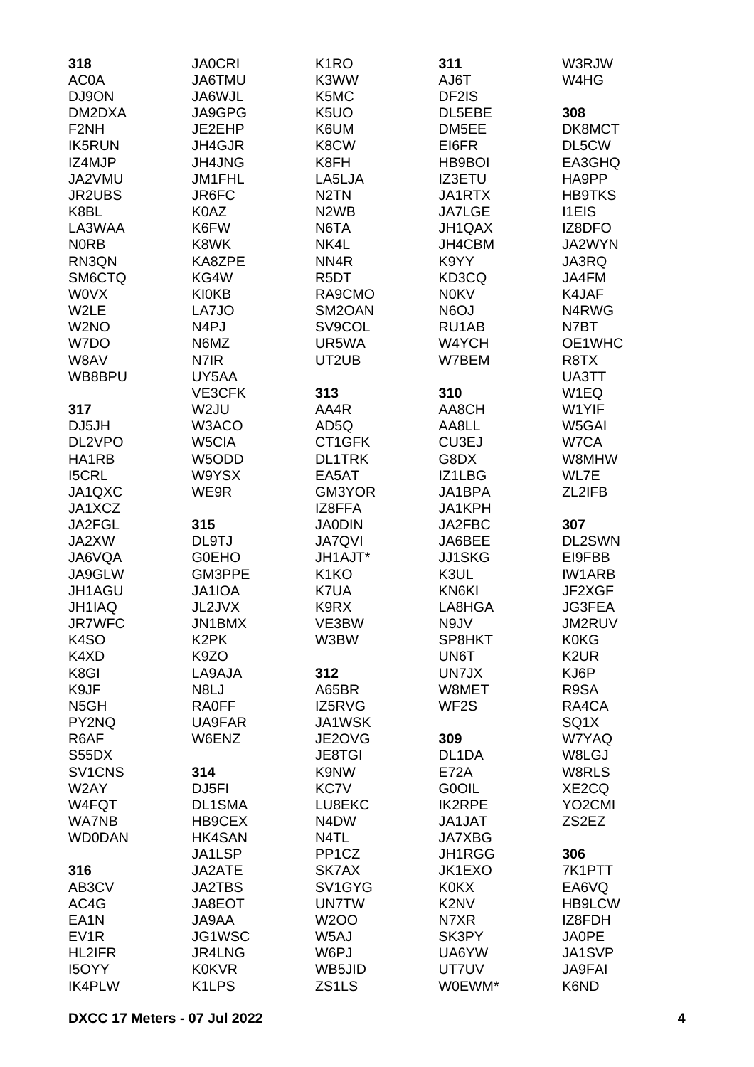**318**
AC0A
DJ9ON
DM2DXA
F2NH
IK5RUN
IZ4MJP
JA2VMU
JR2UBS
K8BL
LA3WAA
N0RB
RN3QN
SM6CTQ
W0VX
W2LE
W2NO
W7DO
W8AV
WB8BPU

**317**
DJ5JH
DL2VPO
HA1RB
I5CRL
JA1QXC
JA1XCZ
JA2FGL
JA2XW
JA6VQA
JA9GLW
JH1AGU
JH1IAQ
JR7WFC
K4SO
K4XD
K8GI
K9JF
N5GH
PY2NQ
R6AF
S55DX
SV1CNS
W2AY
W4FQT
WA7NB
WD0DAN

**316**
AB3CV
AC4G
EA1N
EV1R
HL2IFR
I5OYY
IK4PLW
JA0CRI
JA6TMU
JA6WJL
JA9GPG
JE2EHP
JH4GJR
JH4JNG
JM1FHL
JR6FC
K0AZ
K6FW
K8WK
KA8ZPE
KG4W
KI0KB
LA7JO
N4PJ
N6MZ
N7IR
UY5AA
VE3CFK
W2JU
W3ACO
W5CIA
W5ODD
W9YSX
WE9R

**315**
DL9TJ
G0EHO
GM3PPE
JA1IOA
JL2JVX
JN1BMX
K2PK
K9ZO
LA9AJA
N8LJ
RA0FF
UA9FAR
W6ENZ

**314**
DJ5FI
DL1SMA
HB9CEX
HK4SAN
JA1LSP
JA2ATE
JA2TBS
JA8EOT
JA9AA
JG1WSC
JR4LNG
K0KVR
K1LPS
K1RO
K3WW
K5MC
K5UO
K6UM
K8CW
K8FH
LA5LJA
N2TN
N2WB
N6TA
NK4L
NN4R
R5DT
RA9CMO
SM2OAN
SV9COL
UR5WA
UT2UB

**313**
AA4R
AD5Q
CT1GFK
DL1TRK
EA5AT
GM3YOR
IZ8FFA
JA0DIN
JA7QVI
JH1AJT*
K1KO
K7UA
K9RX
VE3BW
W3BW

**312**
A65BR
IZ5RVG
JA1WSK
JE2OVG
JE8TGI
K9NW
KC7V
LU8EKC
N4DW
N4TL
PP1CZ
SK7AX
SV1GYG
UN7TW
W2OO
W5AJ
W6PJ
WB5JID
ZS1LS

**311**
AJ6T
DF2IS
DL5EBE
DM5EE
EI6FR
HB9BOI
IZ3ETU
JA1RTX
JA7LGE
JH1QAX
JH4CBM
K9YY
KD3CQ
N0KV
N6OJ
RU1AB
W4YCH
W7BEM

**310**
AA8CH
AA8LL
CU3EJ
G8DX
IZ1LBG
JA1BPA
JA1KPH
JA2FBC
JA6BEE
JJ1SKG
K3UL
KN6KI
LA8HGA
N9JV
SP8HKT
UN6T
UN7JX
W8MET
WF2S

**309**
DL1DA
E72A
G0OIL
IK2RPE
JA1JAT
JA7XBG
JH1RGG
JK1EXO
K0KX
K2NV
N7XR
SK3PY
UA6YW
UT7UV
W0EWM*
W3RJW
W4HG

**308**
DK8MCT
DL5CW
EA3GHQ
HA9PP
HB9TKS
I1EIS
IZ8DFO
JA2WYN
JA3RQ
JA4FM
K4JAF
N4RWG
N7BT
OE1WHC
R8TX
UA3TT
W1EQ
W1YIF
W5GAI
W7CA
W8MHW
WL7E
ZL2IFB

**307**
DL2SWN
EI9FBB
IW1ARB
JF2XGF
JG3FEA
JM2RUV
K0KG
K2UR
KJ6P
R9SA
RA4CA
SQ1X
W7YAQ
W8LGJ
W8RLS
XE2CQ
YO2CMI
ZS2EZ

**306**
7K1PTT
EA6VQ
HB9LCW
IZ8FDH
JA0PE
JA1SVP
JA9FAI
K6ND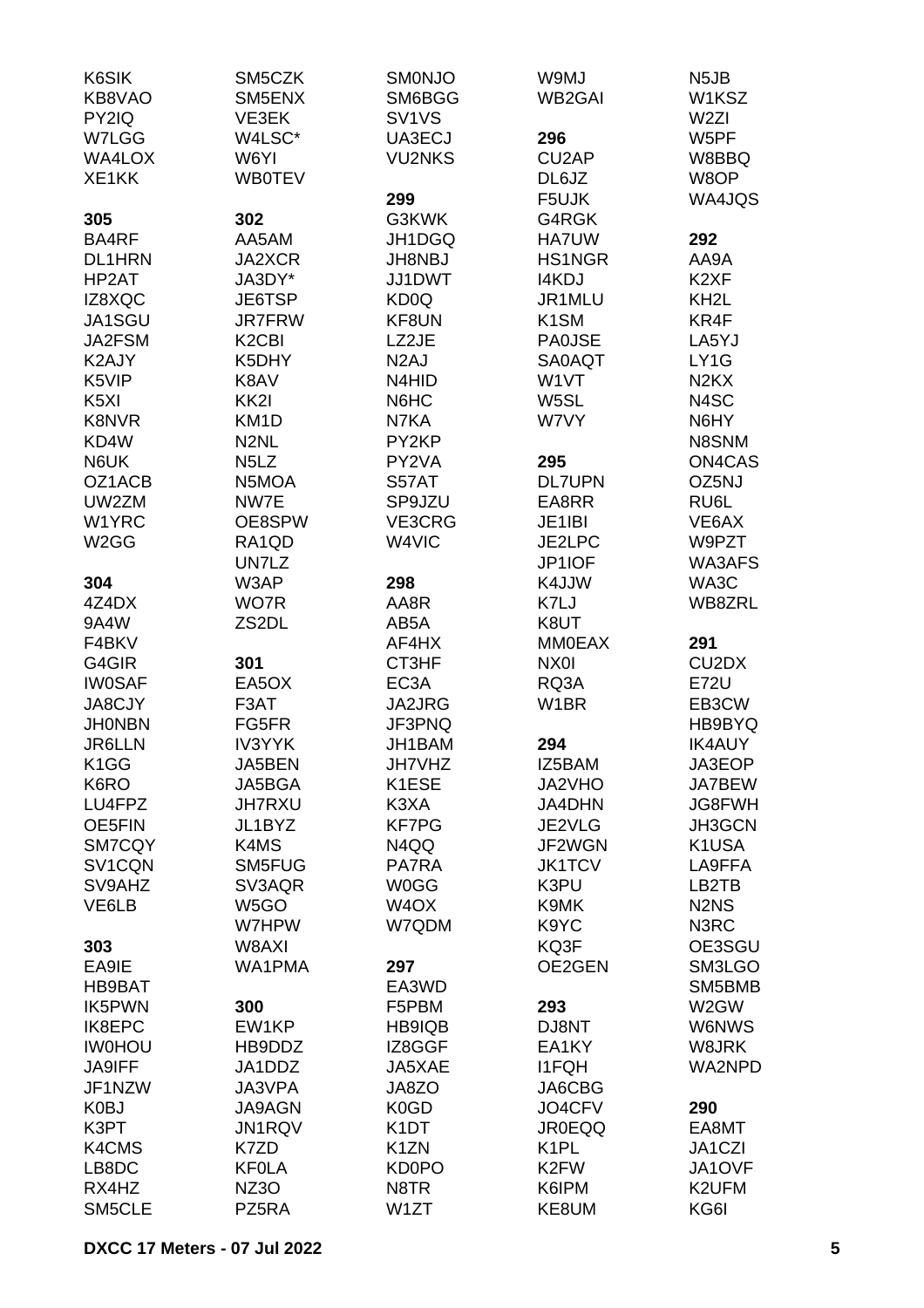K6SIK
KB8VAO
PY2IQ
W7LGG
WA4LOX
XE1KK

**305**
BA4RF
DL1HRN
HP2AT
IZ8XQC
JA1SGU
JA2FSM
K2AJY
K5VIP
K5XI
K8NVR
KD4W
N6UK
OZ1ACB
UW2ZM
W1YRC
W2GG

**304**
4Z4DX
9A4W
F4BKV
G4GIR
IW0SAF
JA8CJY
JH0NBN
JR6LLN
K1GG
K6RO
LU4FPZ
OE5FIN
SM7CQY
SV1CQN
SV9AHZ
VE6LB

**303**
EA9IE
HB9BAT
IK5PWN
IK8EPC
IW0HOU
JA9IFF
JF1NZW
K0BJ
K3PT
K4CMS
LB8DC
RX4HZ
SM5CLE

SM5CZK
SM5ENX
VE3EK
W4LSC*
W6YI
WB0TEV

**302**
AA5AM
JA2XCR
JA3DY*
JE6TSP
JR7FRW
K2CBI
K5DHY
K8AV
KK2I
KM1D
N2NL
N5LZ
N5MOA
NW7E
OE8SPW
RA1QD
UN7LZ
W3AP
WO7R
ZS2DL

**301**
EA5OX
F3AT
FG5FR
IV3YYK
JA5BEN
JA5BGA
JH7RXU
JL1BYZ
K4MS
SM5FUG
SV3AQR
W5GO
W7HPW
W8AXI
WA1PMA

**300**
EW1KP
HB9DDZ
JA1DDZ
JA3VPA
JA9AGN
JN1RQV
K7ZD
KF0LA
NZ3O
PZ5RA

SM0NJO
SM6BGG
SV1VS
UA3ECJ
VU2NKS

**299**
G3KWK
JH1DGQ
JH8NBJ
JJ1DWT
KD0Q
KF8UN
LZ2JE
N2AJ
N4HID
N6HC
N7KA
PY2KP
PY2VA
S57AT
SP9JZU
VE3CRG
W4VIC

**298**
AA8R
AB5A
AF4HX
CT3HF
EC3A
JA2JRG
JF3PNQ
JH1BAM
JH7VHZ
K1ESE
K3XA
KF7PG
N4QQ
PA7RA
W0GG
W4OX
W7QDM

**297**
EA3WD
F5PBM
HB9IQB
IZ8GGF
JA5XAE
JA8ZO
K0GD
K1DT
K1ZN
KD0PO
N8TR
W1ZT

W9MJ
WB2GAI

**296**
CU2AP
DL6JZ
F5UJK
G4RGK
HA7UW
HS1NGR
I4KDJ
JR1MLU
K1SM
PA0JSE
SA0AQT
W1VT
W5SL
W7VY

**295**
DL7UPN
EA8RR
JE1IBI
JE2LPC
JP1IOF
K4JJW
K7LJ
K8UT
MM0EAX
NX0I
RQ3A
W1BR

**294**
IZ5BAM
JA2VHO
JA4DHN
JE2VLG
JF2WGN
JK1TCV
K3PU
K9MK
K9YC
KQ3F
OE2GEN

**293**
DJ8NT
EA1KY
I1FQH
JA6CBG
JO4CFV
JR0EQQ
K1PL
K2FW
K6IPM
KE8UM

N5JB
W1KSZ
W2ZI
W5PF
W8BBQ
W8OP
WA4JQS

**292**
AA9A
K2XF
KH2L
KR4F
LA5YJ
LY1G
N2KX
N4SC
N6HY
N8SNM
ON4CAS
OZ5NJ
RU6L
VE6AX
W9PZT
WA3AFS
WA3C
WB8ZRL

**291**
CU2DX
E72U
EB3CW
HB9BYQ
IK4AUY
JA3EOP
JA7BEW
JG8FWH
JH3GCN
K1USA
LA9FFA
LB2TB
N2NS
N3RC
OE3SGU
SM3LGO
SM5BMB
W2GW
W6NWS
W8JRK
WA2NPD

**290**
EA8MT
JA1CZI
JA1OVF
K2UFM
KG6I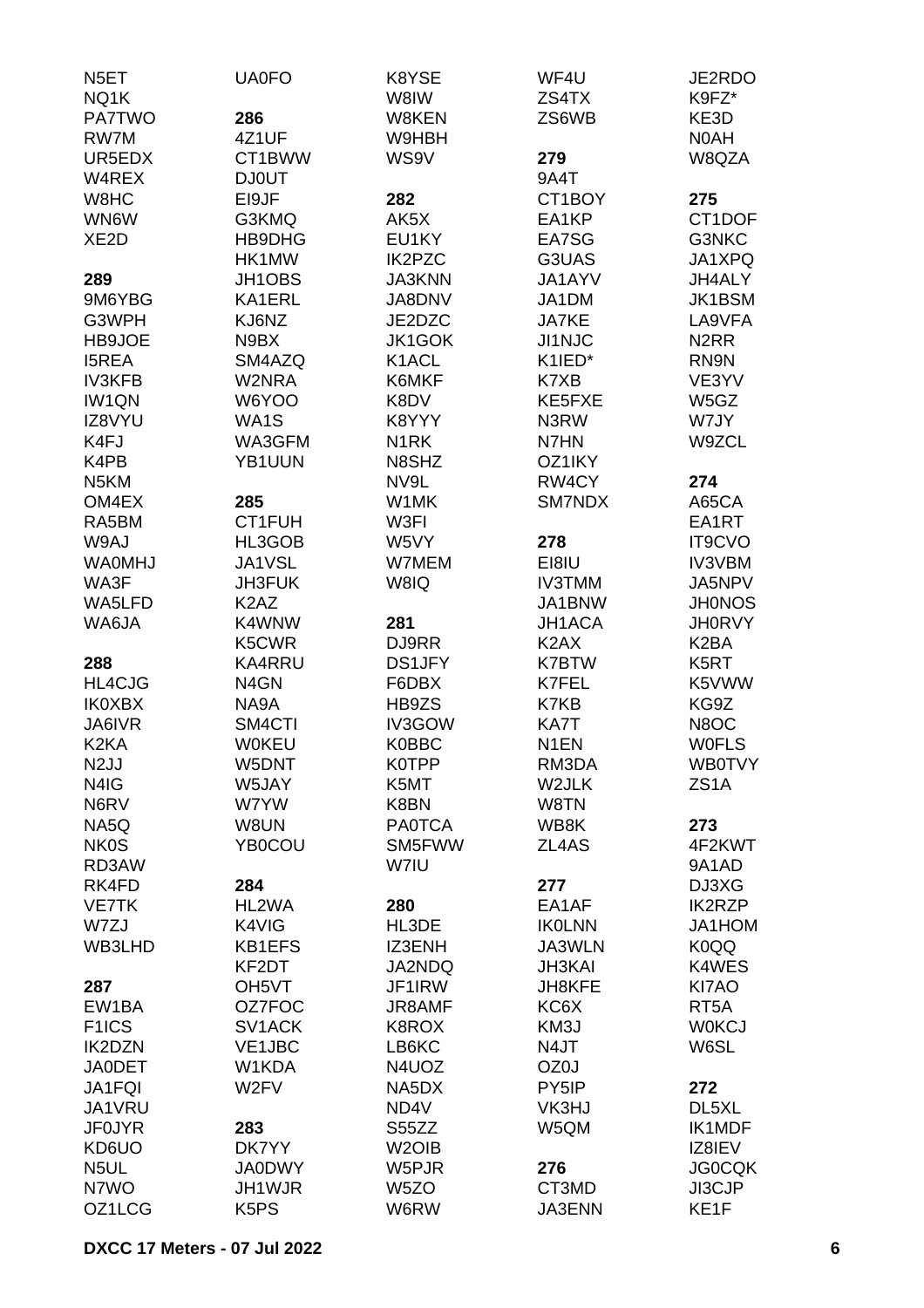N5ET
NQ1K
PA7TWO
RW7M
UR5EDX
W4REX
W8HC
WN6W
XE2D

**289**
9M6YBG
G3WPH
HB9JOE
I5REA
IV3KFB
IW1QN
IZ8VYU
K4FJ
K4PB
N5KM
OM4EX
RA5BM
W9AJ
WA0MHJ
WA3F
WA5LFD
WA6JA

**288**
HL4CJG
IK0XBX
JA6IVR
K2KA
N2JJ
N4IG
N6RV
NA5Q
NK0S
RD3AW
RK4FD
VE7TK
W7ZJ
WB3LHD

**287**
EW1BA
F1ICS
IK2DZN
JA0DET
JA1FQI
JA1VRU
JF0JYR
KD6UO
N5UL
N7WO
OZ1LCG

UA0FO

**286**
4Z1UF
CT1BWW
DJ0UT
EI9JF
G3KMQ
HB9DHG
HK1MW
JH1OBS
KA1ERL
KJ6NZ
N9BX
SM4AZQ
W2NRA
W6YOO
WA1S
WA3GFM
YB1UUN

**285**
CT1FUH
HL3GOB
JA1VSL
JH3FUK
K2AZ
K4WNW
K5CWR
KA4RRU
N4GN
NA9A
SM4CTI
W0KEU
W5DNT
W5JAY
W7YW
W8UN
YB0COU

**284**
HL2WA
K4VIG
KB1EFS
KF2DT
OH5VT
OZ7FOC
SV1ACK
VE1JBC
W1KDA
W2FV

**283**
DK7YY
JA0DWY
JH1WJR
K5PS

K8YSE
W8IW
W8KEN
W9HBH
WS9V

**282**
AK5X
EU1KY
IK2PZC
JA3KNN
JA8DNV
JE2DZC
JK1GOK
K1ACL
K6MKF
K8DV
K8YYY
N1RK
N8SHZ
NV9L
W1MK
W3FI
W5VY
W7MEM
W8IQ

**281**
DJ9RR
DS1JFY
F6DBX
HB9ZS
IV3GOW
K0BBC
K0TPP
K5MT
K8BN
PA0TCA
SM5FWW
W7IU

**280**
HL3DE
IZ3ENH
JA2NDQ
JF1IRW
JR8AMF
K8ROX
LB6KC
N4UOZ
NA5DX
ND4V
S55ZZ
W2OIB
W5PJR
W5ZO
W6RW

WF4U
ZS4TX
ZS6WB

**279**
9A4T
CT1BOY
EA1KP
EA7SG
G3UAS
JA1AYV
JA1DM
JA7KE
JI1NJC
K1IED*
K7XB
KE5FXE
N3RW
N7HN
OZ1IKY
RW4CY
SM7NDX

**278**
EI8IU
IV3TMM
JA1BNW
JH1ACA
K2AX
K7BTW
K7FEL
K7KB
KA7T
N1EN
RM3DA
W2JLK
W8TN
WB8K
ZL4AS

**277**
EA1AF
IK0LNN
JA3WLN
JH3KAI
JH8KFE
KC6X
KM3J
N4JT
OZ0J
PY5IP
VK3HJ
W5QM

**276**
CT3MD
JA3ENN

JE2RDO
K9FZ*
KE3D
N0AH
W8QZA

**275**
CT1DOF
G3NKC
JA1XPQ
JH4ALY
JK1BSM
LA9VFA
N2RR
RN9N
VE3YV
W5GZ
W7JY
W9ZCL

**274**
A65CA
EA1RT
IT9CVO
IV3VBM
JA5NPV
JH0NOS
JH0RVY
K2BA
K5RT
K5VWW
KG9Z
N8OC
W0FLS
WB0TVY
ZS1A

**273**
4F2KWT
9A1AD
DJ3XG
IK2RZP
JA1HOM
K0QQ
K4WES
KI7AO
RT5A
W0KCJ
W6SL

**272**
DL5XL
IK1MDF
IZ8IEV
JG0CQK
JI3CJP
KE1F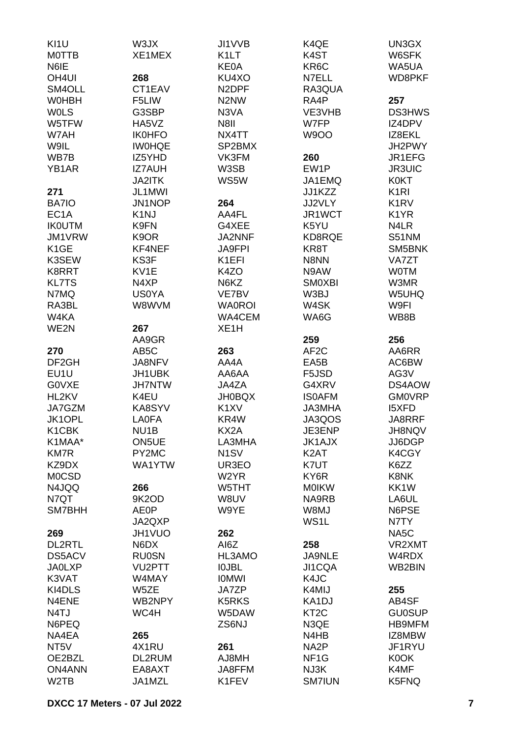KI1U
M0TTB
N6IE
OH4UI
SM4OLL
W0HBH
W0LS
W5TFW
W7AH
W9IL
WB7B
YB1AR

**271**
BA7IO
EC1A
IK0UTM
JM1VRW
K1GE
K3SEW
K8RRT
KL7TS
N7MQ
RA3BL
W4KA
WE2N

**270**
DF2GH
EU1U
G0VXE
HL2KV
JA7GZM
JK1OPL
K1CBK
K1MAA*
KM7R
KZ9DX
M0CSD
N4JQQ
N7QT
SM7BHH

**269**
DL2RTL
DS5ACV
JA0LXP
K3VAT
KI4DLS
N4ENE
N4TJ
N6PEQ
NA4EA
NT5V
OE2BZL
ON4ANN
W2TB

W3JX
XE1MEX

**268**
CT1EAV
F5LIW
G3SBP
HA5VZ
IK0HFO
IW0HQE
IZ5YHD
IZ7AUH
JA2ITK
JL1MWI
JN1NOP
K1NJ
K9FN
K9OR
KF4NEF
KS3F
KV1E
N4XP
US0YA
W8WVM

**267**
AA9GR
AB5C
JA8NFV
JH1UBK
JH7NTW
K4EU
KA8SYV
LA0FA
NU1B
ON5UE
PY2MC
WA1YTW

**266**
9K2OD
AE0P
JA2QXP
JH1VUO
N6DX
RU0SN
VU2PTT
W4MAY
W5ZE
WB2NPY
WC4H

**265**
4X1RU
DL2RUM
EA8AXT
JA1MZL

JI1VVB
K1LT
KE0A
KU4XO
N2DPF
N2NW
N3VA
N8II
NX4TT
SP2BMX
VK3FM
W3SB
WS5W

**264**
AA4FL
G4XEE
JA2NNF
JA9FPI
K1EFI
K4ZO
N6KZ
VE7BV
WA0ROI
WA4CEM
XE1H

**263**
AA4A
AA6AA
JA4ZA
JH0BQX
K1XV
KR4W
KX2A
LA3MHA
N1SV
UR3EO
W2YR
W5THT
W8UV
W9YE

**262**
AI6Z
HL3AMO
I0JBL
I0MWI
JA7ZP
K5RKS
W5DAW
ZS6NJ

**261**
AJ8MH
JA8FFM
K1FEV

K4QE
K4ST
KR6C
N7ELL
RA3QUA
RA4P
VE3VHB
W7FP
W9OO

**260**
EW1P
JA1EMQ
JJ1KZZ
JJ2VLY
JR1WCT
K5YU
KD8RQE
KR8T
N8NN
N9AW
SM0XBI
W3BJ
W4SK
WA6G

**259**
AF2C
EA5B
F5JSD
G4XRV
IS0AFM
JA3MHA
JA3QOS
JE3ENP
JK1AJX
K2AT
K7UT
KY6R
M0IKW
NA9RB
W8MJ
WS1L

**258**
JA9NLE
JI1CQA
K4JC
K4MIJ
KA1DJ
KT2C
N3QE
N4HB
NA2P
NF1G
NJ3K
SM7IUN

UN3GX
W6SFK
WA5UA
WD8PKF

**257**
DS3HWS
IZ4DPV
IZ8EKL
JH2PWY
JR1EFG
JR3UIC
K0KT
K1RI
K1RV
K1YR
N4LR
S51NM
SM5BNK
VA7ZT
W0TM
W3MR
W5UHQ
W9FI
WB8B

**256**
AA6RR
AC6BW
AG3V
DS4AOW
GM0VRP
I5XFD
JA8RRF
JH8NQV
JJ6DGP
K4CGY
K6ZZ
K8NK
KK1W
LA6UL
N6PSE
N7TY
NA5C
VR2XMT
W4RDX
WB2BIN

**255**
AB4SF
GU0SUP
HB9MFM
IZ8MBW
JF1RYU
K0OK
K4MF
K5FNQ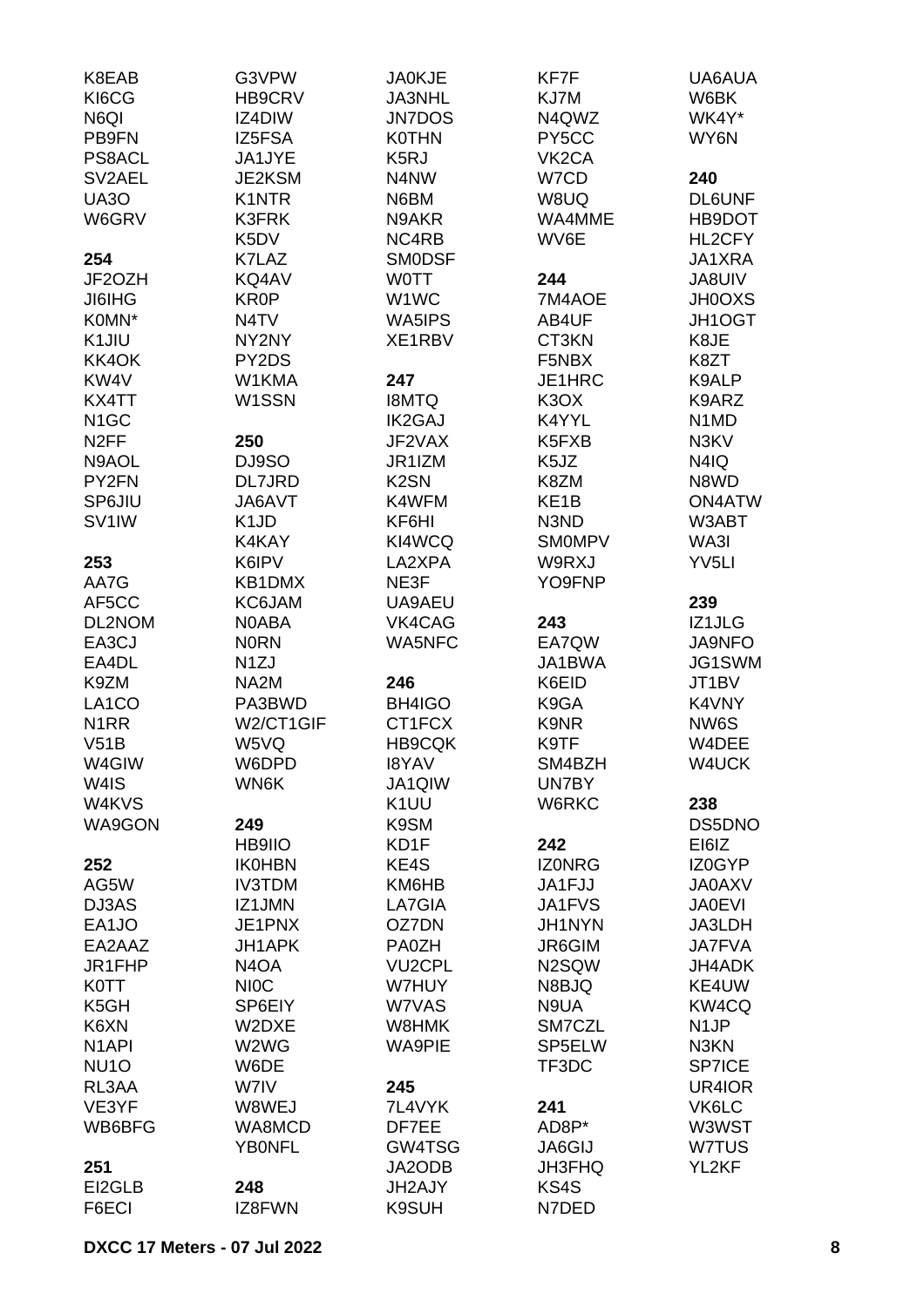K8EAB
KI6CG
N6QI
PB9FN
PS8ACL
SV2AEL
UA3O
W6GRV

**254**
JF2OZH
JI6IHG
K0MN*
K1JIU
KK4OK
KW4V
KX4TT
N1GC
N2FF
N9AOL
PY2FN
SP6JIU
SV1IW

**253**
AA7G
AF5CC
DL2NOM
EA3CJ
EA4DL
K9ZM
LA1CO
N1RR
V51B
W4GIW
W4IS
W4KVS
WA9GON

**252**
AG5W
DJ3AS
EA1JO
EA2AAZ
JR1FHP
K0TT
K5GH
K6XN
N1API
NU1O
RL3AA
VE3YF
WB6BFG

**251**
EI2GLB
F6ECI
G3VPW
HB9CRV
IZ4DIW
IZ5FSA
JA1JYE
JE2KSM
K1NTR
K3FRK
K5DV
K7LAZ
KQ4AV
KR0P
N4TV
NY2NY
PY2DS
W1KMA
W1SSN

**250**
DJ9SO
DL7JRD
JA6AVT
K1JD
K4KAY
K6IPV
KB1DMX
KC6JAM
N0ABA
N0RN
N1ZJ
NA2M
PA3BWD
W2/CT1GIF
W5VQ
W6DPD
WN6K

**249**
HB9IIO
IK0HBN
IV3TDM
IZ1JMN
JE1PNX
JH1APK
N4OA
NI0C
SP6EIY
W2DXE
W2WG
W6DE
W7IV
W8WEJ
WA8MCD
YB0NFL

**248**
IZ8FWN
JA0KJE
JA3NHL
JN7DOS
K0THN
K5RJ
N4NW
N6BM
N9AKR
NC4RB
SM0DSF
W0TT
W1WC
WA5IPS
XE1RBV

**247**
I8MTQ
IK2GAJ
JF2VAX
JR1IZM
K2SN
K4WFM
KF6HI
KI4WCQ
LA2XPA
NE3F
UA9AEU
VK4CAG
WA5NFC

**246**
BH4IGO
CT1FCX
HB9CQK
I8YAV
JA1QIW
K1UU
K9SM
KD1F
KE4S
KM6HB
LA7GIA
OZ7DN
PA0ZH
VU2CPL
W7HUY
W7VAS
W8HMK
WA9PIE

**245**
7L4VYK
DF7EE
GW4TSG
JA2ODB
JH2AJY
K9SUH
KF7F
KJ7M
N4QWZ
PY5CC
VK2CA
W7CD
W8UQ
WA4MME
WV6E

**244**
7M4AOE
AB4UF
CT3KN
F5NBX
JE1HRC
K3OX
K4YYL
K5FXB
K5JZ
K8ZM
KE1B
N3ND
SM0MPV
W9RXJ
YO9FNP

**243**
EA7QW
JA1BWA
K6EID
K9GA
K9NR
K9TF
SM4BZH
UN7BY
W6RKC

**242**
IZ0NRG
JA1FJJ
JA1FVS
JH1NYN
JR6GIM
N2SQW
N8BJQ
N9UA
SM7CZL
SP5ELW
TF3DC

**241**
AD8P*
JA6GIJ
JH3FHQ
KS4S
N7DED
UA6AUA
W6BK
WK4Y*
WY6N

**240**
DL6UNF
HB9DOT
HL2CFY
JA1XRA
JA8UIV
JH0OXS
JH1OGT
K8JE
K8ZT
K9ALP
K9ARZ
N1MD
N3KV
N4IQ
N8WD
ON4ATW
W3ABT
WA3I
YV5LI

**239**
IZ1JLG
JA9NFO
JG1SWM
JT1BV
K4VNY
NW6S
W4DEE
W4UCK

**238**
DS5DNO
EI6IZ
IZ0GYP
JA0AXV
JA0EVI
JA3LDH
JA7FVA
JH4ADK
KE4UW
KW4CQ
N1JP
N3KN
SP7ICE
UR4IOR
VK6LC
W3WST
W7TUS
YL2KF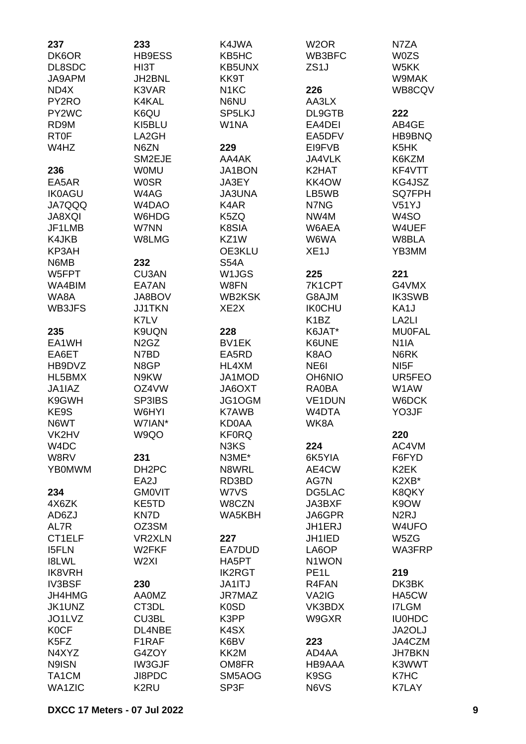**237**
DK6OR
DL8SDC
JA9APM
ND4X
PY2RO
PY2WC
RD9M
RT0F
W4HZ

**236**
EA5AR
IK0AGU
JA7QQQ
JA8XQI
JF1LMB
K4JKB
KP3AH
N6MB
W5FPT
WA4BIM
WA8A
WB3JFS

**235**
EA1WH
EA6ET
HB9DVZ
HL5BMX
JA1IAZ
K9GWH
KE9S
N6WT
VK2HV
W4DC
W8RV
YB0MWM

**234**
4X6ZK
AD6ZJ
AL7R
CT1ELF
I5FLN
I8LWL
IK8VRH
IV3BSF
JH4HMG
JK1UNZ
JO1LVZ
K0CF
K5FZ
N4XYZ
N9ISN
TA1CM
WA1ZIC

**233**
HB9ESS
HI3T
JH2BNL
K3VAR
K4KAL
K6QU
KI5BLU
LA2GH
N6ZN
SM2EJE
W0MU
W0SR
W4AG
W4DAO
W6HDG
W7NN
W8LMG

**232**
CU3AN
EA7AN
JA8BOV
JJ1TKN
K7LV
K9UQN
N2GZ
N7BD
N8GP
N9KW
OZ4VW
SP3IBS
W6HYI
W7IAN*
W9QO

**231**
DH2PC
EA2J
GM0VIT
KE5TD
KN7D
OZ3SM
VR2XLN
W2FKF
W2XI

**230**
AA0MZ
CT3DL
CU3BL
DL4NBE
F1RAF
G4ZOY
IW3GJF
JI8PDC
K2RU

K4JWA
KB5HC
KB5UNX
KK9T
N1KC
N6NU
SP5LKJ
W1NA

**229**
AA4AK
JA1BON
JA3EY
JA3UNA
K4AR
K5ZQ
K8SIA
KZ1W
OE3KLU
S54A
W1JGS
W8FN
WB2KSK
XE2X

**228**
BV1EK
EA5RD
HL4XM
JA1MOD
JA6OXT
JG1OGM
K7AWB
KD0AA
KF0RQ
N3KS
N3ME*
N8WRL
RD3BD
W7VS
W8CZN
WA5KBH

**227**
EA7DUD
HA5PT
IK2RGT
JA1ITJ
JR7MAZ
K0SD
K3PP
K4SX
K6BV
KK2M
OM8FR
SM5AOG
SP3F

W2OR
WB3BFC
ZS1J

**226**
AA3LX
DL9GTB
EA4DEI
EA5DFV
EI9FVB
JA4VLK
K2HAT
KK4OW
LB5WB
N7NG
NW4M
W6AEA
W6WA
XE1J

**225**
7K1CPT
G8AJM
IK0CHU
K1BZ
K6JAT*
K6UNE
K8AO
NE6I
OH6NIO
RA0BA
VE1DUN
W4DTA
WK8A

**224**
6K5YIA
AE4CW
AG7N
DG5LAC
JA3BXF
JA6GPR
JH1ERJ
JH1IED
LA6OP
N1WON
PE1L
R4FAN
VA2IG
VK3BDX
W9GXR

**223**
AD4AA
HB9AAA
K9SG
N6VS

N7ZA
W0ZS
W5KK
W9MAK
WB8CQV

**222**
AB4GE
HB9BNQ
K5HK
K6KZM
KF4VTT
KG4JSZ
SQ7FPH
V51YJ
W4SO
W4UEF
W8BLA
YB3MM

**221**
G4VMX
IK3SWB
KA1J
LA2LI
MU0FAL
N1IA
N6RK
NI5F
UR5FEO
W1AW
W6DCK
YO3JF

**220**
AC4VM
F6FYD
K2EK
K2XB*
K8QKY
K9OW
N2RJ
W4UFO
W5ZG
WA3FRP

**219**
DK3BK
HA5CW
I7LGM
IU0HDC
JA2OLJ
JA4CZM
JH7BKN
K3WWT
K7HC
K7LAY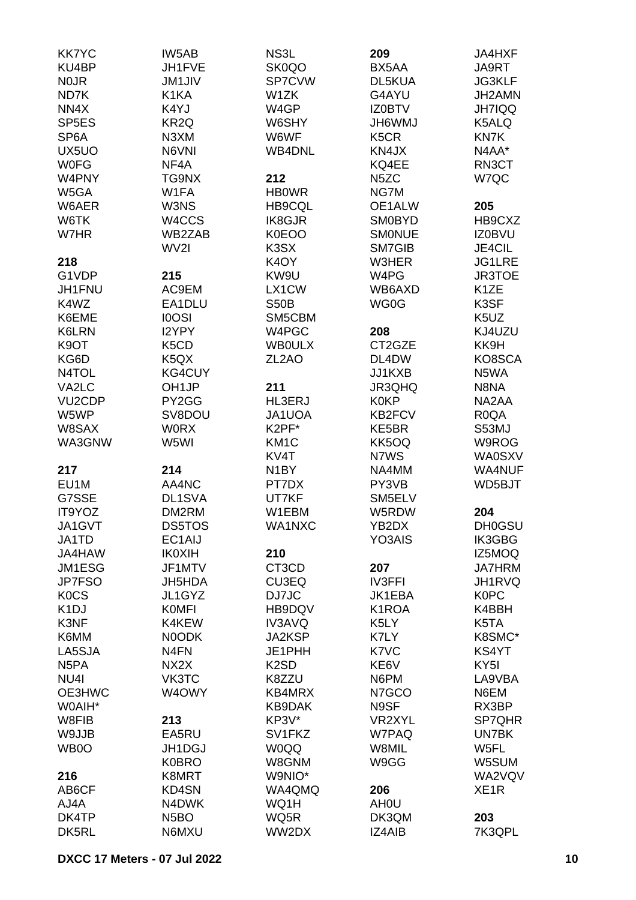KK7YC
KU4BP
N0JR
ND7K
NN4X
SP5ES
SP6A
UX5UO
W0FG
W4PNY
W5GA
W6AER
W6TK
W7HR

**218**

G1VDP
JH1FNU
K4WZ
K6EME
K6LRN
K9OT
KG6D
N4TOL
VA2LC
VU2CDP
W5WP
W8SAX
WA3GNW

**217**

EU1M
G7SSE
IT9YOZ
JA1GVT
JA1TD
JA4HAW
JM1ESG
JP7FSO
K0CS
K1DJ
K3NF
K6MM
LA5SJA
N5PA
NU4I
OE3HWC
W0AIH*
W8FIB
W9JJB
WB0O

**216**

AB6CF
AJ4A
DK4TP
DK5RL

IW5AB
JH1FVE
JM1JIV
K1KA
K4YJ
KR2Q
N3XM
N6VNI
NF4A
TG9NX
W1FA
W3NS
W4CCS
WB2ZAB
WV2I

**215**

AC9EM
EA1DLU
I0OSI
I2YPY
K5CD
K5QX
KG4CUY
OH1JP
PY2GG
SV8DOU
W0RX
W5WI

**214**

AA4NC
DL1SVA
DM2RM
DS5TOS
EC1AIJ
IK0XIH
JF1MTV
JH5HDA
JL1GYZ
K0MFI
K4KEW
N0ODK
N4FN
NX2X
VK3TC
W4OWY

**213**

EA5RU
JH1DGJ
K0BRO
K8MRT
KD4SN
N4DWK
N5BO
N6MXU

NS3L
SK0QO
SP7CVW
W1ZK
W4GP
W6SHY
W6WF
WB4DNL

**212**

HB0WR
HB9CQL
IK8GJR
K0EOO
K3SX
K4OY
KW9U
LX1CW
S50B
SM5CBM
W4PGC
WB0ULX
ZL2AO

**211**

HL3ERJ
JA1UOA
K2PF*
KM1C
KV4T
N1BY
PT7DX
UT7KF
W1EBM
WA1NXC

**210**

CT3CD
CU3EQ
DJ7JC
HB9DQV
IV3AVQ
JA2KSP
JE1PHH
K2SD
K8ZZU
KB4MRX
KB9DAK
KP3V*
SV1FKZ
W0QQ
W8GNM
W9NIO*
WA4QMQ
WQ1H
WQ5R
WW2DX

**209**

BX5AA
DL5KUA
G4AYU
IZ0BTV
JH6WMJ
K5CR
KN4JX
KQ4EE
N5ZC
NG7M
OE1ALW
SM0BYD
SM0NUE
SM7GIB
W3HER
W4PG
WB6AXD
WG0G

**208**

CT2GZE
DL4DW
JJ1KXB
JR3QHQ
K0KP
KB2FCV
KE5BR
KK5OQ
N7WS
NA4MM
PY3VB
SM5ELV
W5RDW
YB2DX
YO3AIS

**207**

IV3FFI
JK1EBA
K1ROA
K5LY
K7LY
K7VC
KE6V
N6PM
N7GCO
N9SF
VR2XYL
W7PAQ
W8MIL
W9GG

**206**

AH0U
DK3QM
IZ4AIB

JA4HXF
JA9RT
JG3KLF
JH2AMN
JH7IQQ
K5ALQ
KN7K
N4AA*
RN3CT
W7QC

**205**

HB9CXZ
IZ0BVU
JE4CIL
JG1LRE
JR3TOE
K1ZE
K3SF
K5UZ
KJ4UZU
KK9H
KO8SCA
N5WA
N8NA
NA2AA
R0QA
S53MJ
W9ROG
WA0SXV
WA4NUF
WD5BJT

**204**

DH0GSU
IK3GBG
IZ5MOQ
JA7HRM
JH1RVQ
K0PC
K4BBH
K5TA
K8SMC*
KS4YT
KY5I
LA9VBA
N6EM
RX3BP
SP7QHR
UN7BK
W5FL
W5SUM
WA2VQV
XE1R

**203**

7K3QPL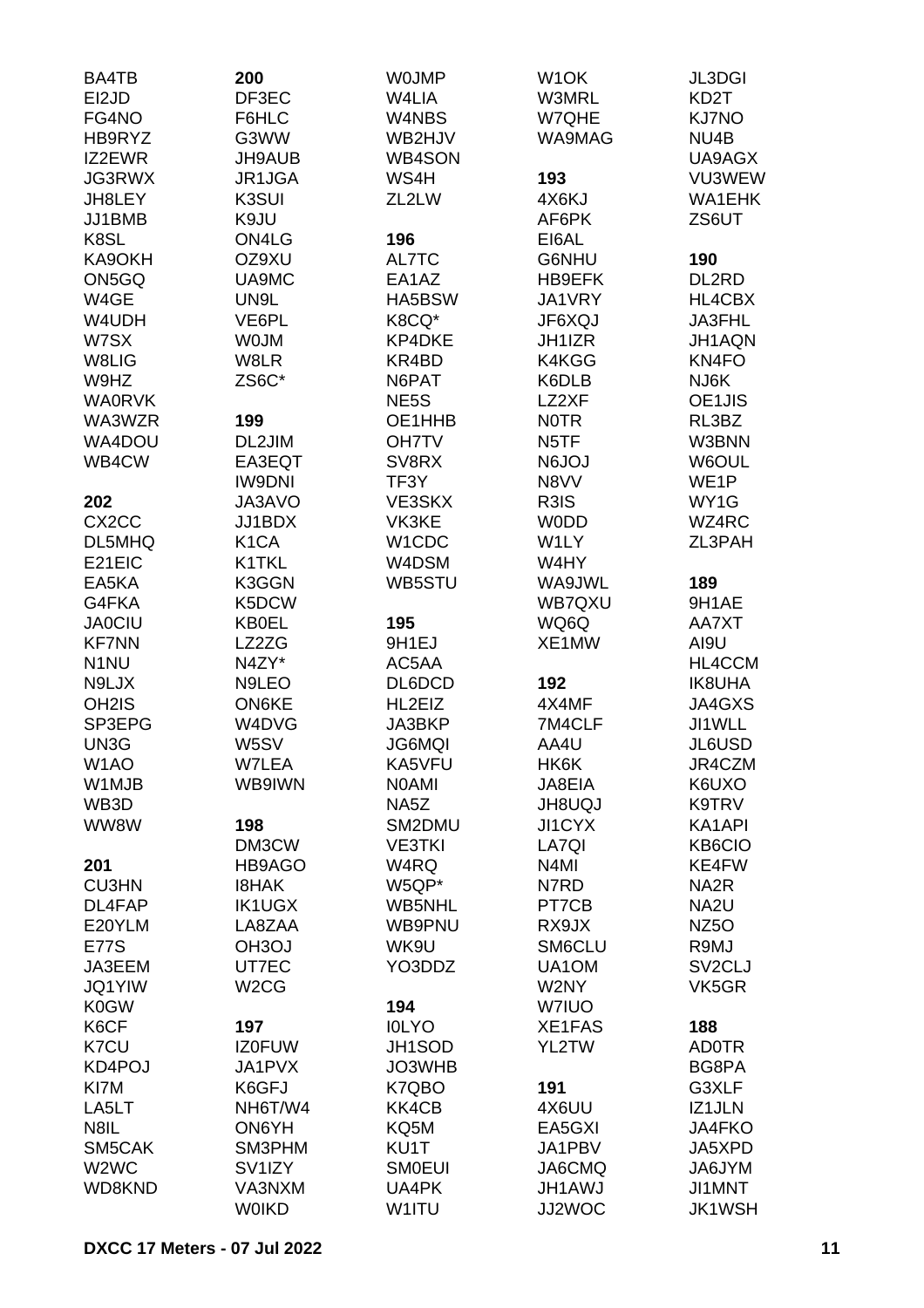BA4TB
EI2JD
FG4NO
HB9RYZ
IZ2EWR
JG3RWX
JH8LEY
JJ1BMB
K8SL
KA9OKH
ON5GQ
W4GE
W4UDH
W7SX
W8LIG
W9HZ
WA0RVK
WA3WZR
WA4DOU
WB4CW

**202**
CX2CC
DL5MHQ
E21EIC
EA5KA
G4FKA
JA0CIU
KF7NN
N1NU
N9LJX
OH2IS
SP3EPG
UN3G
W1AO
W1MJB
WB3D
WW8W

**201**
CU3HN
DL4FAP
E20YLM
E77S
JA3EEM
JQ1YIW
K0GW
K6CF
K7CU
KD4POJ
KI7M
LA5LT
N8IL
SM5CAK
W2WC
WD8KND

**200**
DF3EC
F6HLC
G3WW
JH9AUB
JR1JGA
K3SUI
K9JU
ON4LG
OZ9XU
UA9MC
UN9L
VE6PL
W0JM
W8LR
ZS6C*

**199**
DL2JIM
EA3EQT
IW9DNI
JA3AVO
JJ1BDX
K1CA
K1TKL
K3GGN
K5DCW
KB0EL
LZ2ZG
N4ZY*
N9LEO
ON6KE
W4DVG
W5SV
W7LEA
WB9IWN

**198**
DM3CW
HB9AGO
I8HAK
IK1UGX
LA8ZAA
OH3OJ
UT7EC
W2CG

**197**
IZ0FUW
JA1PVX
K6GFJ
NH6T/W4
ON6YH
SM3PHM
SV1IZY
VA3NXM
W0IKD

W0JMP
W4LIA
W4NBS
WB2HJV
WB4SON
WS4H
ZL2LW

**196**
AL7TC
EA1AZ
HA5BSW
K8CQ*
KP4DKE
KR4BD
N6PAT
NE5S
OE1HHB
OH7TV
SV8RX
TF3Y
VE3SKX
VK3KE
W1CDC
W4DSM
WB5STU

**195**
9H1EJ
AC5AA
DL6DCD
HL2EIZ
JA3BKP
JG6MQI
KA5VFU
N0AMI
NA5Z
SM2DMU
VE3TKI
W4RQ
W5QP*
WB5NHL
WB9PNU
WK9U
YO3DDZ

**194**
I0LYO
JH1SOD
JO3WHB
K7QBO
KK4CB
KQ5M
KU1T
SM0EUI
UA4PK
W1ITU

W1OK
W3MRL
W7QHE
WA9MAG

**193**
4X6KJ
AF6PK
EI6AL
G6NHU
HB9EFK
JA1VRY
JF6XQJ
JH1IZR
K4KGG
K6DLB
LZ2XF
N0TR
N5TF
N6JOJ
N8VV
R3IS
W0DD
W1LY
W4HY
WA9JWL
WB7QXU
WQ6Q
XE1MW

**192**
4X4MF
7M4CLF
AA4U
HK6K
JA8EIA
JH8UQJ
JI1CYX
LA7QI
N4MI
N7RD
PT7CB
RX9JX
SM6CLU
UA1OM
W2NY
W7IUO
XE1FAS
YL2TW

**191**
4X6UU
EA5GXI
JA1PBV
JA6CMQ
JH1AWJ
JJ2WOC

JL3DGI
KD2T
KJ7NO
NU4B
UA9AGX
VU3WEW
WA1EHK
ZS6UT

**190**
DL2RD
HL4CBX
JA3FHL
JH1AQN
KN4FO
NJ6K
OE1JIS
RL3BZ
W3BNN
W6OUL
WE1P
WY1G
WZ4RC
ZL3PAH

**189**
9H1AE
AA7XT
AI9U
HL4CCM
IK8UHA
JA4GXS
JI1WLL
JL6USD
JR4CZM
K6UXO
K9TRV
KA1API
KB6CIO
KE4FW
NA2R
NA2U
NZ5O
R9MJ
SV2CLJ
VK5GR

**188**
AD0TR
BG8PA
G3XLF
IZ1JLN
JA4FKO
JA5XPD
JA6JYM
JI1MNT
JK1WSH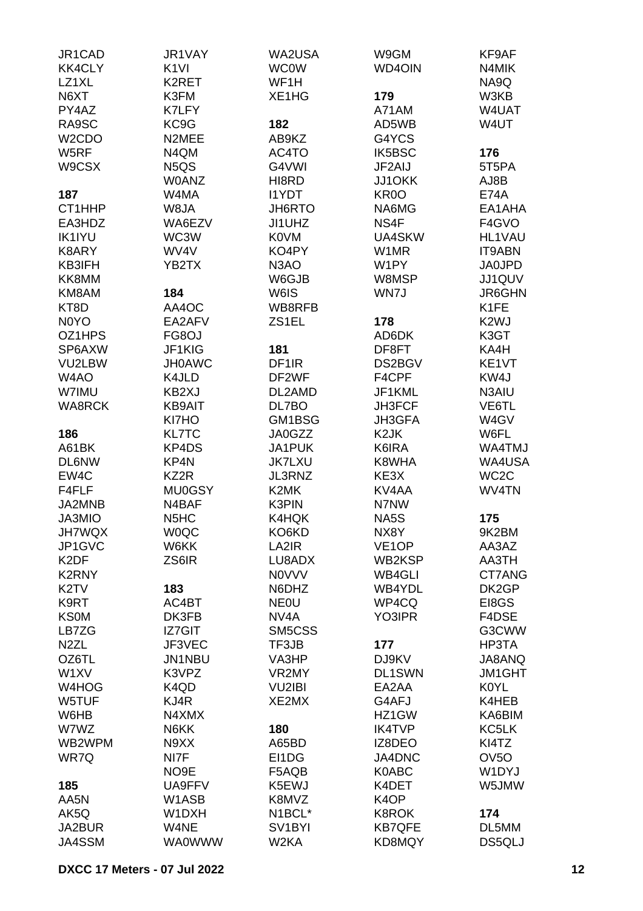JR1CAD
KK4CLY
LZ1XL
N6XT
PY4AZ
RA9SC
W2CDO
W5RF
W9CSX

**187**
CT1HHP
EA3HDZ
IK1IYU
K8ARY
KB3IFH
KK8MM
KM8AM
KT8D
N0YO
OZ1HPS
SP6AXW
VU2LBW
W4AO
W7IMU
WA8RCK

**186**
A61BK
DL6NW
EW4C
F4FLF
JA2MNB
JA3MIO
JH7WQX
JP1GVC
K2DF
K2RNY
K2TV
K9RT
KS0M
LB7ZG
N2ZL
OZ6TL
W1XV
W4HOG
W5TUF
W6HB
W7WZ
WB2WPM
WR7Q

**185**
AA5N
AK5Q
JA2BUR
JA4SSM
JR1VAY
K1VI
K2RET
K3FM
K7LFY
KC9G
N2MEE
N4QM
N5QS
W0ANZ
W4MA
W8JA
WA6EZV
WC3W
WV4V
YB2TX

**184**
AA4OC
EA2AFV
FG8OJ
JF1KIG
JH0AWC
K4JLD
KB2XJ
KB9AIT
KI7HO
KL7TC
KP4DS
KP4N
KZ2R
MU0GSY
N4BAF
N5HC
W0QC
W6KK
ZS6IR

**183**
AC4BT
DK3FB
IZ7GIT
JF3VEC
JN1NBU
K3VPZ
K4QD
KJ4R
N4XMX
N6KK
N9XX
NI7F
NO9E
UA9FFV
W1ASB
W1DXH
W4NE
WA0WWW
WA2USA
WC0W
WF1H
XE1HG

**182**
AB9KZ
AC4TO
G4VWI
HI8RD
I1YDT
JH6RTO
JI1UHZ
K0VM
KO4PY
N3AO
W6GJB
W6IS
WB8RFB
ZS1EL

**181**
DF1IR
DF2WF
DL2AMD
DL7BO
GM1BSG
JA0GZZ
JA1PUK
JK7LXU
JL3RNZ
K2MK
K3PIN
K4HQK
KO6KD
LA2IR
LU8ADX
N0VVV
N6DHZ
NE0U
NV4A
SM5CSS
TF3JB
VA3HP
VR2MY
VU2IBI
XE2MX

**180**
A65BD
EI1DG
F5AQB
K5EWJ
K8MVZ
N1BCL*
SV1BYI
W2KA
W9GM
WD4OIN

**179**
A71AM
AD5WB
G4YCS
IK5BSC
JF2AIJ
JJ1OKK
KR0O
NA6MG
NS4F
UA4SKW
W1MR
W1PY
W8MSP
WN7J

**178**
AD6DK
DF8FT
DS2BGV
F4CPF
JF1KML
JH3FCF
JH3GFA
K2JK
K6IRA
K8WHA
KE3X
KV4AA
N7NW
NA5S
NX8Y
VE1OP
WB2KSP
WB4GLI
WB4YDL
WP4CQ
YO3IPR

**177**
DJ9KV
DL1SWN
EA2AA
G4AFJ
HZ1GW
IK4TVP
IZ8DEO
JA4DNC
K0ABC
K4DET
K4OP
K8ROK
KB7QFE
KD8MQY
KF9AF
N4MIK
NA9Q
W3KB
W4UAT
W4UT

**176**
5T5PA
AJ8B
E74A
EA1AHA
F4GVO
HL1VAU
IT9ABN
JA0JPD
JJ1QUV
JR6GHN
K1FE
K2WJ
K3GT
KA4H
KE1VT
KW4J
N3AIU
VE6TL
W4GV
W6FL
WA4TMJ
WA4USA
WC2C
WV4TN

**175**
9K2BM
AA3AZ
AA3TH
CT7ANG
DK2GP
EI8GS
F4DSE
G3CWW
HP3TA
JA8ANQ
JM1GHT
K0YL
K4HEB
KA6BIM
KC5LK
KI4TZ
OV5O
W1DYJ
W5JMW

**174**
DL5MM
DS5QLJ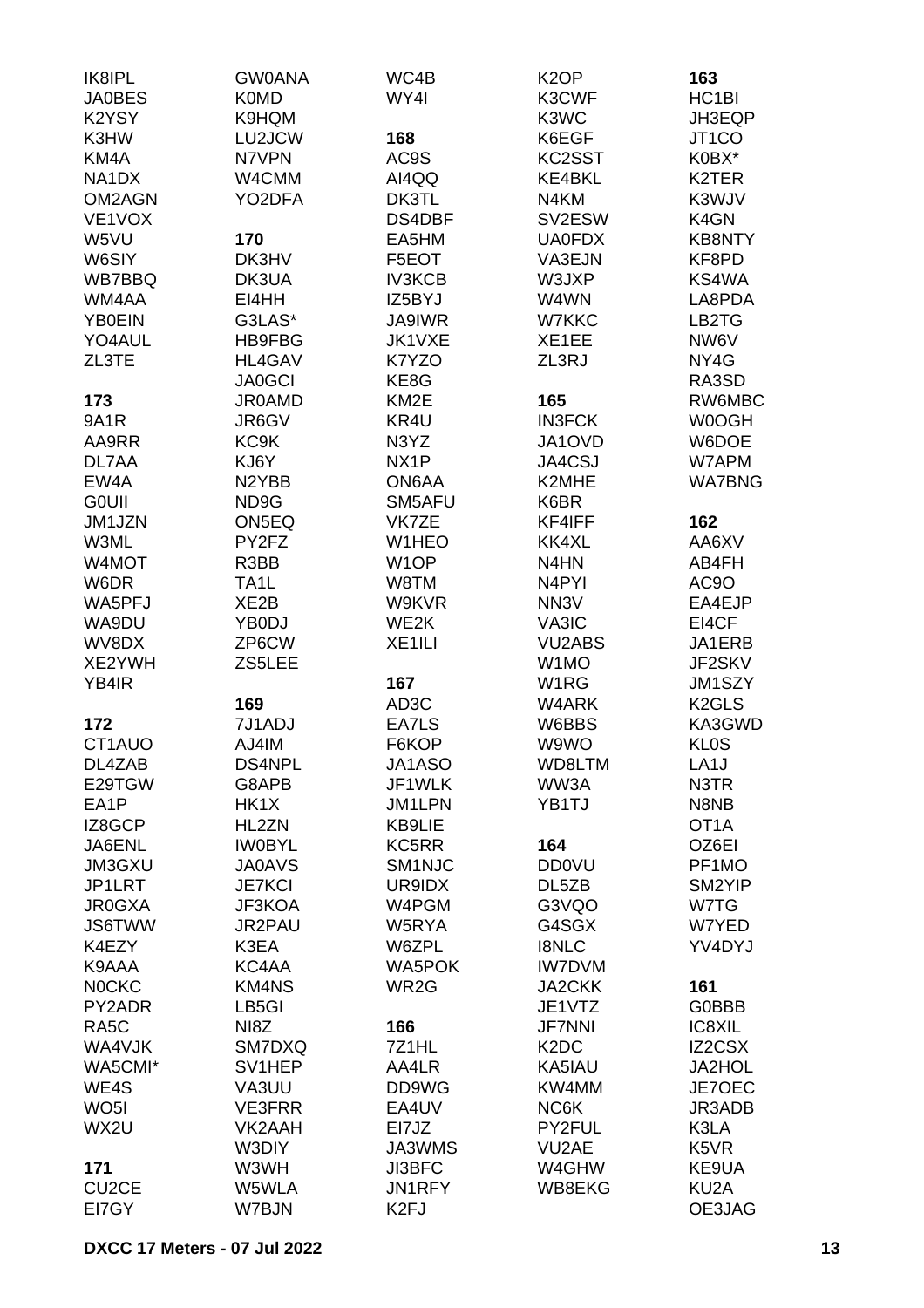IK8IPL
JA0BES
K2YSY
K3HW
KM4A
NA1DX
OM2AGN
VE1VOX
W5VU
W6SIY
WB7BBQ
WM4AA
YB0EIN
YO4AUL
ZL3TE

**173**
9A1R
AA9RR
DL7AA
EW4A
G0UII
JM1JZN
W3ML
W4MOT
W6DR
WA5PFJ
WA9DU
WV8DX
XE2YWH
YB4IR

**172**
CT1AUO
DL4ZAB
E29TGW
EA1P
IZ8GCP
JA6ENL
JM3GXU
JP1LRT
JR0GXA
JS6TWW
K4EZY
K9AAA
N0CKC
PY2ADR
RA5C
WA4VJK
WA5CMI*
WE4S
WO5I
WX2U

**171**
CU2CE
EI7GY
GW0ANA
K0MD
K9HQM
LU2JCW
N7VPN
W4CMM
YO2DFA

**170**
DK3HV
DK3UA
EI4HH
G3LAS*
HB9FBG
HL4GAV
JA0GCI
JR0AMD
JR6GV
KC9K
KJ6Y
N2YBB
ND9G
ON5EQ
PY2FZ
R3BB
TA1L
XE2B
YB0DJ
ZP6CW
ZS5LEE

**169**
7J1ADJ
AJ4IM
DS4NPL
G8APB
HK1X
HL2ZN
IW0BYL
JA0AVS
JE7KCI
JF3KOA
JR2PAU
K3EA
KC4AA
KM4NS
LB5GI
NI8Z
SM7DXQ
SV1HEP
VA3UU
VE3FRR
VK2AAH
W3DIY
W3WH
W5WLA
W7BJN
WC4B
WY4I

**168**
AC9S
AI4QQ
DK3TL
DS4DBF
EA5HM
F5EOT
IV3KCB
IZ5BYJ
JA9IWR
JK1VXE
K7YZO
KE8G
KM2E
KR4U
N3YZ
NX1P
ON6AA
SM5AFU
VK7ZE
W1HEO
W1OP
W8TM
W9KVR
WE2K
XE1ILI

**167**
AD3C
EA7LS
F6KOP
JA1ASO
JF1WLK
JM1LPN
KB9LIE
KC5RR
SM1NJC
UR9IDX
W4PGM
W5RYA
W6ZPL
WA5POK
WR2G

**166**
7Z1HL
AA4LR
DD9WG
EA4UV
EI7JZ
JA3WMS
JI3BFC
JN1RFY
K2FJ
K2OP
K3CWF
K3WC
K6EGF
KC2SST
KE4BKL
N4KM
SV2ESW
UA0FDX
VA3EJN
W3JXP
W4WN
W7KKC
XE1EE
ZL3RJ

**165**
IN3FCK
JA1OVD
JA4CSJ
K2MHE
K6BR
KF4IFF
KK4XL
N4HN
N4PYI
NN3V
VA3IC
VU2ABS
W1MO
W1RG
W4ARK
W6BBS
W9WO
WD8LTM
WW3A
YB1TJ

**164**
DD0VU
DL5ZB
G3VQO
G4SGX
I8NLC
IW7DVM
JA2CKK
JE1VTZ
JF7NNI
K2DC
KA5IAU
KW4MM
NC6K
PY2FUL
VU2AE
W4GHW
WB8EKG

**163**
HC1BI
JH3EQP
JT1CO
K0BX*
K2TER
K3WJV
K4GN
KB8NTY
KF8PD
KS4WA
LA8PDA
LB2TG
NW6V
NY4G
RA3SD
RW6MBC
W0OGH
W6DOE
W7APM
WA7BNG

**162**
AA6XV
AB4FH
AC9O
EA4EJP
EI4CF
JA1ERB
JF2SKV
JM1SZY
K2GLS
KA3GWD
KL0S
LA1J
N3TR
N8NB
OT1A
OZ6EI
PF1MO
SM2YIP
W7TG
W7YED
YV4DYJ

**161**
G0BBB
IC8XIL
IZ2CSX
JA2HOL
JE7OEC
JR3ADB
K3LA
K5VR
KE9UA
KU2A
OE3JAG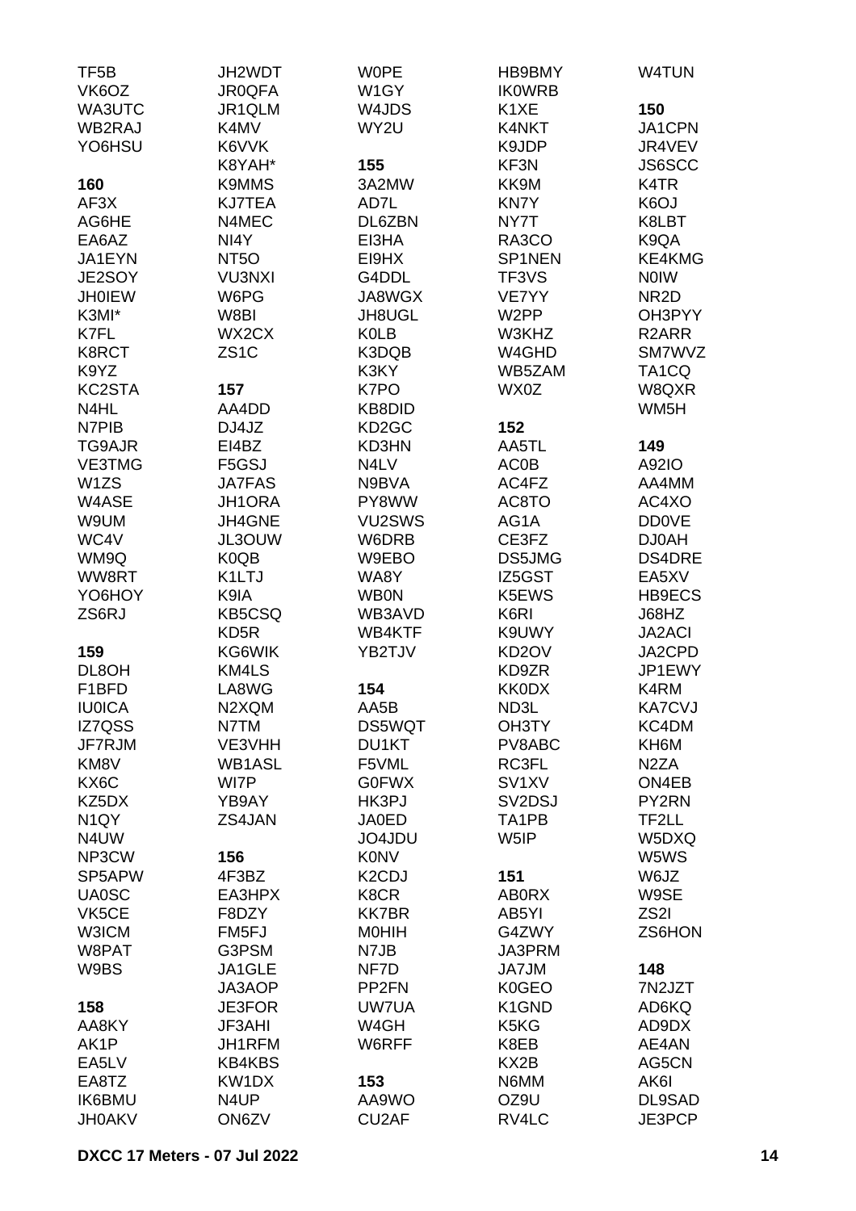TF5B
VK6OZ
WA3UTC
WB2RAJ
YO6HSU

**160**
AF3X
AG6HE
EA6AZ
JA1EYN
JE2SOY
JH0IEW
K3MI*
K7FL
K8RCT
K9YZ
KC2STA
N4HL
N7PIB
TG9AJR
VE3TMG
W1ZS
W4ASE
W9UM
WC4V
WM9Q
WW8RT
YO6HOY
ZS6RJ

**159**
DL8OH
F1BFD
IU0ICA
IZ7QSS
JF7RJM
KM8V
KX6C
KZ5DX
N1QY
N4UW
NP3CW
SP5APW
UA0SC
VK5CE
W3ICM
W8PAT
W9BS

**158**
AA8KY
AK1P
EA5LV
EA8TZ
IK6BMU
JH0AKV
JH2WDT
JR0QFA
JR1QLM
K4MV
K6VVK
K8YAH*
K9MMS
KJ7TEA
N4MEC
NI4Y
NT5O
VU3NXI
W6PG
W8BI
WX2CX
ZS1C

**157**
AA4DD
DJ4JZ
EI4BZ
F5GSJ
JA7FAS
JH1ORA
JH4GNE
JL3OUW
K0QB
K1LTJ
K9IA
KB5CSQ
KD5R
KG6WIK
KM4LS
LA8WG
N2XQM
N7TM
VE3VHH
WB1ASL
WI7P
YB9AY
ZS4JAN

**156**
4F3BZ
EA3HPX
F8DZY
FM5FJ
G3PSM
JA1GLE
JA3AOP
JE3FOR
JF3AHI
JH1RFM
KB4KBS
KW1DX
N4UP
ON6ZV
W0PE
W1GY
W4JDS
WY2U

**155**
3A2MW
AD7L
DL6ZBN
EI3HA
EI9HX
G4DDL
JA8WGX
JH8UGL
K0LB
K3DQB
K3KY
K7PO
KB8DID
KD2GC
KD3HN
N4LV
N9BVA
PY8WW
VU2SWS
W6DRB
W9EBO
WA8Y
WB0N
WB3AVD
WB4KTF
YB2TJV

**154**
AA5B
DS5WQT
DU1KT
F5VML
G0FWX
HK3PJ
JA0ED
JO4JDU
K0NV
K2CDJ
K8CR
KK7BR
M0HIH
N7JB
NF7D
PP2FN
UW7UA
W4GH
W6RFF

**153**
AA9WO
CU2AF
HB9BMY
IK0WRB
K1XE
K4NKT
K9JDP
KF3N
KK9M
KN7Y
NY7T
RA3CO
SP1NEN
TF3VS
VE7YY
W2PP
W3KHZ
W4GHD
WB5ZAM
WX0Z

**152**
AA5TL
AC0B
AC4FZ
AC8TO
AG1A
CE3FZ
DS5JMG
IZ5GST
K5EWS
K6RI
K9UWY
KD2OV
KD9ZR
KK0DX
ND3L
OH3TY
PV8ABC
RC3FL
SV1XV
SV2DSJ
TA1PB
W5IP

**151**
AB0RX
AB5YI
G4ZWY
JA3PRM
JA7JM
K0GEO
K1GND
K5KG
K8EB
KX2B
N6MM
OZ9U
RV4LC
W4TUN

**150**
JA1CPN
JR4VEV
JS6SCC
K4TR
K6OJ
K8LBT
K9QA
KE4KMG
N0IW
NR2D
OH3PYY
R2ARR
SM7WVZ
TA1CQ
W8QXR
WM5H

**149**
A92IO
AA4MM
AC4XO
DD0VE
DJ0AH
DS4DRE
EA5XV
HB9ECS
J68HZ
JA2ACI
JA2CPD
JP1EWY
K4RM
KA7CVJ
KC4DM
KH6M
N2ZA
ON4EB
PY2RN
TF2LL
W5DXQ
W5WS
W6JZ
W9SE
ZS2I
ZS6HON

**148**
7N2JZT
AD6KQ
AD9DX
AE4AN
AG5CN
AK6I
DL9SAD
JE3PCP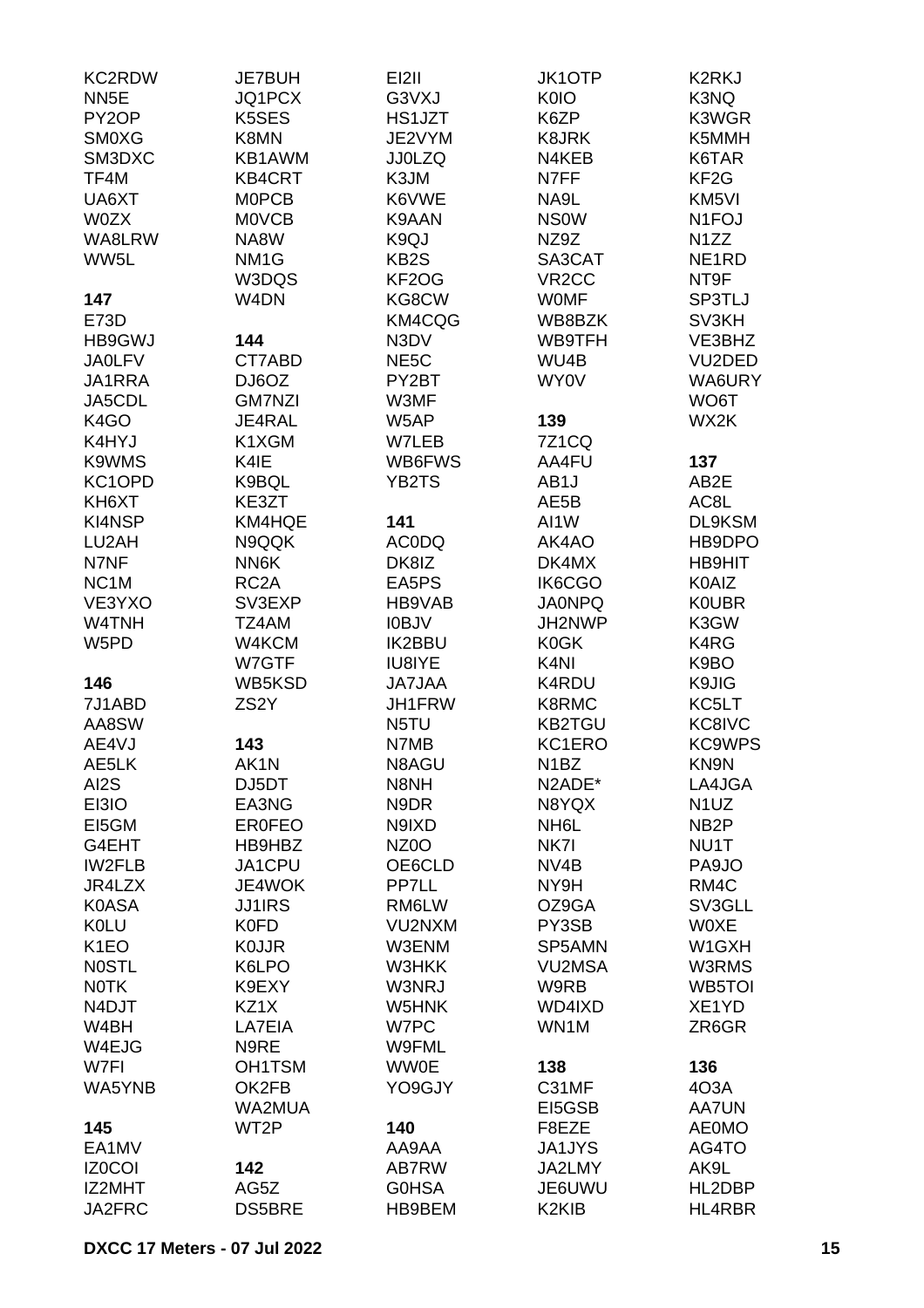KC2RDW
NN5E
PY2OP
SM0XG
SM3DXC
TF4M
UA6XT
W0ZX
WA8LRW
WW5L

**147**

E73D
HB9GWJ
JA0LFV
JA1RRA
JA5CDL
K4GO
K4HYJ
K9WMS
KC1OPD
KH6XT
KI4NSP
LU2AH
N7NF
NC1M
VE3YXO
W4TNH
W5PD

**146**

7J1ABD
AA8SW
AE4VJ
AE5LK
AI2S
EI3IO
EI5GM
G4EHT
IW2FLB
JR4LZX
K0ASA
K0LU
K1EO
N0STL
N0TK
N4DJT
W4BH
W4EJG
W7FI
WA5YNB

**145**

EA1MV
IZ0COI
IZ2MHT
JA2FRC
JE7BUH
JQ1PCX
K5SES
K8MN
KB1AWM
KB4CRT
M0PCB
M0VCB
NA8W
NM1G
W3DQS
W4DN

**144**

CT7ABD
DJ6OZ
GM7NZI
JE4RAL
K1XGM
K4IE
K9BQL
KE3ZT
KM4HQE
N9QQK
NN6K
RC2A
SV3EXP
TZ4AM
W4KCM
W7GTF
WB5KSD
ZS2Y

**143**

AK1N
DJ5DT
EA3NG
ER0FEO
HB9HBZ
JA1CPU
JE4WOK
JJ1IRS
K0FD
K0JJR
K6LPO
K9EXY
KZ1X
LA7EIA
N9RE
OH1TSM
OK2FB
WA2MUA
WT2P

**142**

AG5Z
DS5BRE
EI2II
G3VXJ
HS1JZT
JE2VYM
JJ0LZQ
K3JM
K6VWE
K9AAN
K9QJ
KB2S
KF2OG
KG8CW
KM4CQG
N3DV
NE5C
PY2BT
W3MF
W5AP
W7LEB
WB6FWS
YB2TS

**141**

AC0DQ
DK8IZ
EA5PS
HB9VAB
I0BJV
IK2BBU
IU8IYE
JA7JAA
JH1FRW
N5TU
N7MB
N8AGU
N8NH
N9DR
N9IXD
NZ0O
OE6CLD
PP7LL
RM6LW
VU2NXM
W3ENM
W3HKK
W3NRJ
W5HNK
W7PC
W9FML
WW0E
YO9GJY

**140**

AA9AA
AB7RW
G0HSA
HB9BEM
JK1OTP
K0IO
K6ZP
K8JRK
N4KEB
N7FF
NA9L
NS0W
NZ9Z
SA3CAT
VR2CC
W0MF
WB8BZK
WB9TFH
WU4B
WY0V

**139**

7Z1CQ
AA4FU
AB1J
AE5B
AI1W
AK4AO
DK4MX
IK6CGO
JA0NPQ
JH2NWP
K0GK
K4NI
K4RDU
K8RMC
KB2TGU
KC1ERO
N1BZ
N2ADE*
N8YQX
NH6L
NK7I
NV4B
NY9H
OZ9GA
PY3SB
SP5AMN
VU2MSA
W9RB
WD4IXD
WN1M

**138**

C31MF
EI5GSB
F8EZE
JA1JYS
JA2LMY
JE6UWU
K2KIB
K2RKJ
K3NQ
K3WGR
K5MMH
K6TAR
KF2G
KM5VI
N1FOJ
N1ZZ
NE1RD
NT9F
SP3TLJ
SV3KH
VE3BHZ
VU2DED
WA6URY
WO6T
WX2K

**137**

AB2E
AC8L
DL9KSM
HB9DPO
HB9HIT
K0AIZ
K0UBR
K3GW
K4RG
K9BO
K9JIG
KC5LT
KC8IVC
KC9WPS
KN9N
LA4JGA
N1UZ
NB2P
NU1T
PA9JO
RM4C
SV3GLL
W0XE
W1GXH
W3RMS
WB5TOI
XE1YD
ZR6GR

**136**

4O3A
AA7UN
AE0MO
AG4TO
AK9L
HL2DBP
HL4RBR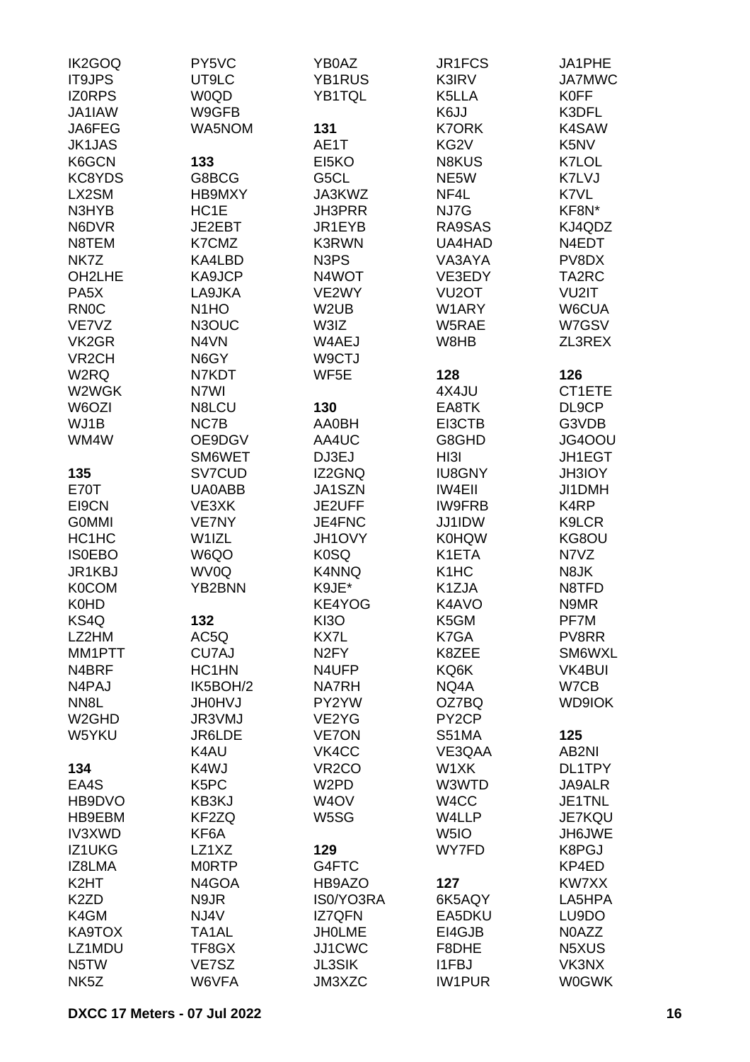IK2GOQ
IT9JPS
IZ0RPS
JA1IAW
JA6FEG
JK1JAS
K6GCN
KC8YDS
LX2SM
N3HYB
N6DVR
N8TEM
NK7Z
OH2LHE
PA5X
RN0C
VE7VZ
VK2GR
VR2CH
W2RQ
W2WGK
W6OZI
WJ1B
WM4W

**135**

E70T
EI9CN
G0MMI
HC1HC
IS0EBO
JR1KBJ
K0COM
K0HD
KS4Q
LZ2HM
MM1PTT
N4BRF
N4PAJ
NN8L
W2GHD
W5YKU

**134**

EA4S
HB9DVO
HB9EBM
IV3XWD
IZ1UKG
IZ8LMA
K2HT
K2ZD
K4GM
KA9TOX
LZ1MDU
N5TW
NK5Z

PY5VC
UT9LC
W0QD
W9GFB
WA5NOM

**133**

G8BCG
HB9MXY
HC1E
JE2EBT
K7CMZ
KA4LBD
KA9JCP
LA9JKA
N1HO
N3OUC
N4VN
N6GY
N7KDT
N7WI
N8LCU
NC7B
OE9DGV
SM6WET
SV7CUD
UA0ABB
VE3XK
VE7NY
W1IZL
W6QO
WV0Q
YB2BNN

**132**

AC5Q
CU7AJ
HC1HN
IK5BOH/2
JH0HVJ
JR3VMJ
JR6LDE
K4AU
K4WJ
K5PC
KB3KJ
KF2ZQ
KF6A
LZ1XZ
M0RTP
N4GOA
N9JR
NJ4V
TA1AL
TF8GX
VE7SZ
W6VFA

YB0AZ
YB1RUS
YB1TQL

**131**

AE1T
EI5KO
G5CL
JA3KWZ
JH3PRR
JR1EYB
K3RWN
N3PS
N4WOT
VE2WY
W2UB
W3IZ
W4AEJ
W9CTJ
WF5E

**130**

AA0BH
AA4UC
DJ3EJ
IZ2GNQ
JA1SZN
JE2UFF
JE4FNC
JH1OVY
K0SQ
K4NNQ
K9JE*
KE4YOG
KI3O
KX7L
N2FY
N4UFP
NA7RH
PY2YW
VE2YG
VE7ON
VK4CC
VR2CO
W2PD
W4OV
W5SG

**129**

G4FTC
HB9AZO
IS0/YO3RA
IZ7QFN
JH0LME
JJ1CWC
JL3SIK
JM3XZC

JR1FCS
K3IRV
K5LLA
K6JJ
K7ORK
KG2V
N8KUS
NE5W
NF4L
NJ7G
RA9SAS
UA4HAD
VA3AYA
VE3EDY
VU2OT
W1ARY
W5RAE
W8HB

**128**

4X4JU
EA8TK
EI3CTB
G8GHD
HI3I
IU8GNY
IW4EII
IW9FRB
JJ1IDW
K0HQW
K1ETA
K1HC
K1ZJA
K4AVO
K5GM
K7GA
K8ZEE
KQ6K
NQ4A
OZ7BQ
PY2CP
S51MA
VE3QAA
W1XK
W3WTD
W4CC
W4LLP
W5IO
WY7FD

**127**

6K5AQY
EA5DKU
EI4GJB
F8DHE
I1FBJ
IW1PUR

JA1PHE
JA7MWC
K0FF
K3DFL
K4SAW
K5NV
K7LOL
K7LVJ
K7VL
KF8N*
KJ4QDZ
N4EDT
PV8DX
TA2RC
VU2IT
W6CUA
W7GSV
ZL3REX

**126**

CT1ETE
DL9CP
G3VDB
JG4OOU
JH1EGT
JH3IOY
JI1DMH
K4RP
K9LCR
KG8OU
N7VZ
N8JK
N8TFD
N9MR
PF7M
PV8RR
SM6WXL
VK4BUI
W7CB
WD9IOK

**125**

AB2NI
DL1TPY
JA9ALR
JE1TNL
JE7KQU
JH6JWE
K8PGJ
KP4ED
KW7XX
LA5HPA
LU9DO
N0AZZ
N5XUS
VK3NX
W0GWK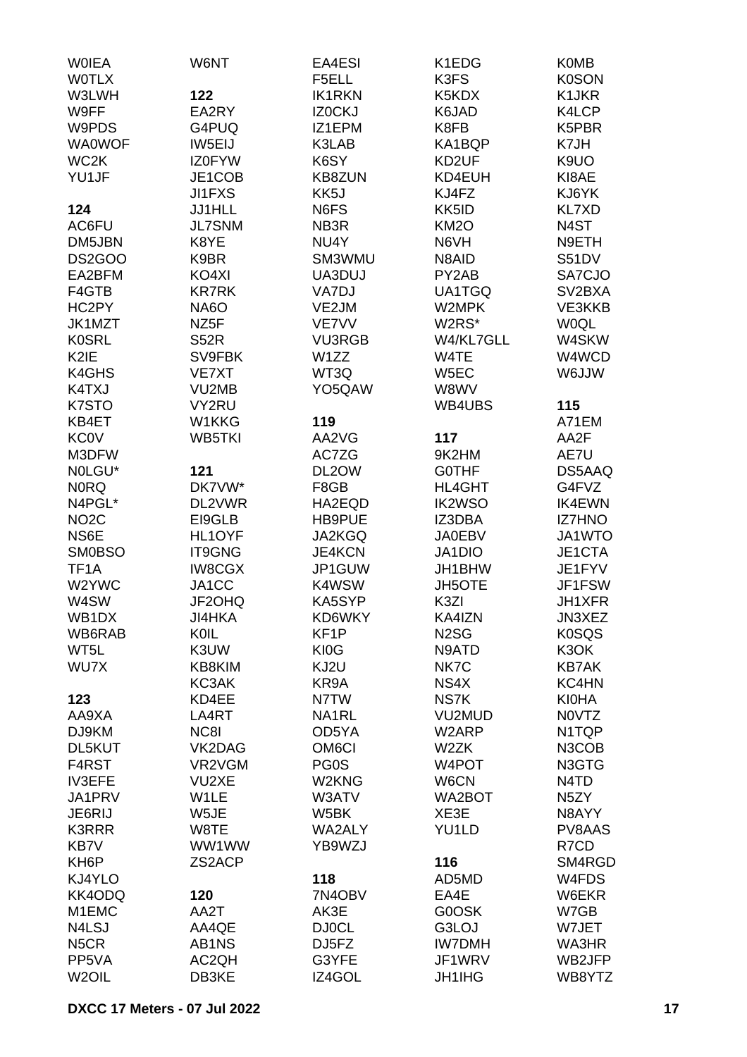W0IEA
W0TLX
W3LWH
W9FF
W9PDS
WA0WOF
WC2K
YU1JF

**124**
AC6FU
DM5JBN
DS2GOO
EA2BFM
F4GTB
HC2PY
JK1MZT
K0SRL
K2IE
K4GHS
K4TXJ
K7STO
KB4ET
KC0V
M3DFW
N0LGU*
N0RQ
N4PGL*
NO2C
NS6E
SM0BSO
TF1A
W2YWC
W4SW
WB1DX
WB6RAB
WT5L
WU7X

**123**
AA9XA
DJ9KM
DL5KUT
F4RST
IV3EFE
JA1PRV
JE6RIJ
K3RRR
KB7V
KH6P
KJ4YLO
KK4ODQ
M1EMC
N4LSJ
N5CR
PP5VA
W2OIL

W6NT

**122**
EA2RY
G4PUQ
IW5EIJ
IZ0FYW
JE1COB
JI1FXS
JJ1HLL
JL7SNM
K8YE
K9BR
KO4XI
KR7RK
NA6O
NZ5F
S52R
SV9FBK
VE7XT
VU2MB
VY2RU
W1KKG
WB5TKI

**121**
DK7VW*
DL2VWR
EI9GLB
HL1OYF
IT9GNG
IW8CGX
JA1CC
JF2OHQ
JI4HKA
K0IL
K3UW
KB8KIM
KC3AK
KD4EE
LA4RT
NC8I
VK2DAG
VR2VGM
VU2XE
W1LE
W5JE
W8TE
WW1WW
ZS2ACP

**120**
AA2T
AA4QE
AB1NS
AC2QH
DB3KE

EA4ESI
F5ELL
IK1RKN
IZ0CKJ
IZ1EPM
K3LAB
K6SY
KB8ZUN
KK5J
N6FS
NB3R
NU4Y
SM3WMU
UA3DUJ
VA7DJ
VE2JM
VE7VV
VU3RGB
W1ZZ
WT3Q
YO5QAW

**119**
AA2VG
AC7ZG
DL2OW
F8GB
HA2EQD
HB9PUE
JA2KGQ
JE4KCN
JP1GUW
K4WSW
KA5SYP
KD6WKY
KF1P
KI0G
KJ2U
KR9A
N7TW
NA1RL
OD5YA
OM6CI
PG0S
W2KNG
W3ATV
W5BK
WA2ALY
YB9WZJ

**118**
7N4OBV
AK3E
DJ0CL
DJ5FZ
G3YFE
IZ4GOL

K1EDG
K3FS
K5KDX
K6JAD
K8FB
KA1BQP
KD2UF
KD4EUH
KJ4FZ
KK5ID
KM2O
N6VH
N8AID
PY2AB
UA1TGQ
W2MPK
W2RS*
W4/KL7GLL
W4TE
W5EC
W8WV
WB4UBS

**117**
9K2HM
G0THF
HL4GHT
IK2WSO
IZ3DBA
JA0EBV
JA1DIO
JH1BHW
JH5OTE
K3ZI
KA4IZN
N2SG
N9ATD
NK7C
NS4X
NS7K
VU2MUD
W2ARP
W2ZK
W4POT
W6CN
WA2BOT
XE3E
YU1LD

**116**
AD5MD
EA4E
G0OSK
G3LOJ
IW7DMH
JF1WRV
JH1IHG

K0MB
K0SON
K1JKR
K4LCP
K5PBR
K7JH
K9UO
KI8AE
KJ6YK
KL7XD
N4ST
N9ETH
S51DV
SA7CJO
SV2BXA
VE3KKB
W0QL
W4SKW
W4WCD
W6JJW

**115**
A71EM
AA2F
AE7U
DS5AAQ
G4FVZ
IK4EWN
IZ7HNO
JA1WTO
JE1CTA
JE1FYV
JF1FSW
JH1XFR
JN3XEZ
K0SQS
K3OK
KB7AK
KC4HN
KI0HA
N0VTZ
N1TQP
N3COB
N3GTG
N4TD
N5ZY
N8AYY
PV8AAS
R7CD
SM4RGD
W4FDS
W6EKR
W7GB
W7JET
WA3HR
WB2JFP
WB8YTZ

**DXCC 17 Meters - 07 Jul 2022**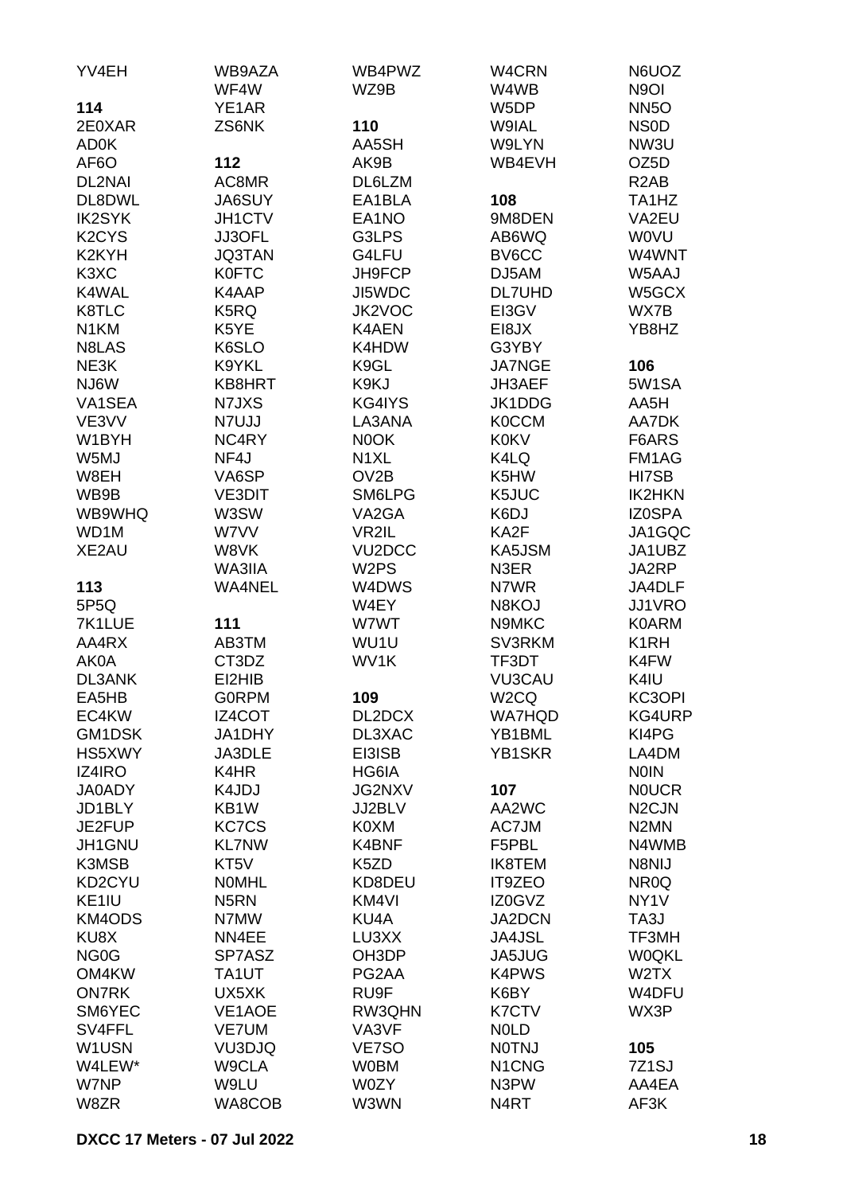YV4EH

**114**

2E0XAR
AD0K
AF6O
DL2NAI
DL8DWL
IK2SYK
K2CYS
K2KYH
K3XC
K4WAL
K8TLC
N1KM
N8LAS
NE3K
NJ6W
VA1SEA
VE3VV
W1BYH
W5MJ
W8EH
WB9B
WB9WHQ
WD1M
XE2AU

**113**

5P5Q
7K1LUE
AA4RX
AK0A
DL3ANK
EA5HB
EC4KW
GM1DSK
HS5XWY
IZ4IRO
JA0ADY
JD1BLY
JE2FUP
JH1GNU
K3MSB
KD2CYU
KE1IU
KM4ODS
KU8X
NG0G
OM4KW
ON7RK
SM6YEC
SV4FFL
W1USN
W4LEW*
W7NP
W8ZR
WB9AZA
WF4W
YE1AR
ZS6NK

**112**

AC8MR
JA6SUY
JH1CTV
JJ3OFL
JQ3TAN
K0FTC
K4AAP
K5RQ
K5YE
K6SLO
K9YKL
KB8HRT
N7JXS
N7UJJ
NC4RY
NF4J
VA6SP
VE3DIT
W3SW
W7VV
W8VK
WA3IIA
WA4NEL

**111**

AB3TM
CT3DZ
EI2HIB
G0RPM
IZ4COT
JA1DHY
JA3DLE
K4HR
K4JDJ
KB1W
KC7CS
KL7NW
KT5V
N0MHL
N5RN
N7MW
NN4EE
SP7ASZ
TA1UT
UX5XK
VE1AOE
VE7UM
VU3DJQ
W9CLA
W9LU
WA8COB
WB4PWZ
WZ9B

**110**

AA5SH
AK9B
DL6LZM
EA1BLA
EA1NO
G3LPS
G4LFU
JH9FCP
JI5WDC
JK2VOC
K4AEN
K4HDW
K9GL
K9KJ
KG4IYS
LA3ANA
N0OK
N1XL
OV2B
SM6LPG
VA2GA
VR2IL
VU2DCC
W2PS
W4DWS
W4EY
W7WT
WU1U
WV1K

**109**

DL2DCX
DL3XAC
EI3ISB
HG6IA
JG2NXV
JJ2BLV
K0XM
K4BNF
K5ZD
KD8DEU
KM4VI
KU4A
LU3XX
OH3DP
PG2AA
RU9F
RW3QHN
VA3VF
VE7SO
W0BM
W0ZY
W3WN
W4CRN
W4WB
W5DP
W9IAL
W9LYN
WB4EVH

**108**

9M8DEN
AB6WQ
BV6CC
DJ5AM
DL7UHD
EI3GV
EI8JX
G3YBY
JA7NGE
JH3AEF
JK1DDG
K0CCM
K0KV
K4LQ
K5HW
K5JUC
K6DJ
KA2F
KA5JSM
N3ER
N7WR
N8KOJ
N9MKC
SV3RKM
TF3DT
VU3CAU
W2CQ
WA7HQD
YB1BML
YB1SKR

**107**

AA2WC
AC7JM
F5PBL
IK8TEM
IT9ZEO
IZ0GVZ
JA2DCN
JA4JSL
JA5JUG
K4PWS
K6BY
K7CTV
N0LD
N0TNJ
N1CNG
N3PW
N4RT
N6UOZ
N9OI
NN5O
NS0D
NW3U
OZ5D
R2AB
TA1HZ
VA2EU
W0VU
W4WNT
W5AAJ
W5GCX
WX7B
YB8HZ

**106**

5W1SA
AA5H
AA7DK
F6ARS
FM1AG
HI7SB
IK2HKN
IZ0SPA
JA1GQC
JA1UBZ
JA2RP
JA4DLF
JJ1VRO
K0ARM
K1RH
K4FW
K4IU
KC3OPI
KG4URP
KI4PG
LA4DM
N0IN
N0UCR
N2CJN
N2MN
N4WMB
N8NIJ
NR0Q
NY1V
TA3J
TF3MH
W0QKL
W2TX
W4DFU
WX3P

**105**

7Z1SJ
AA4EA
AF3K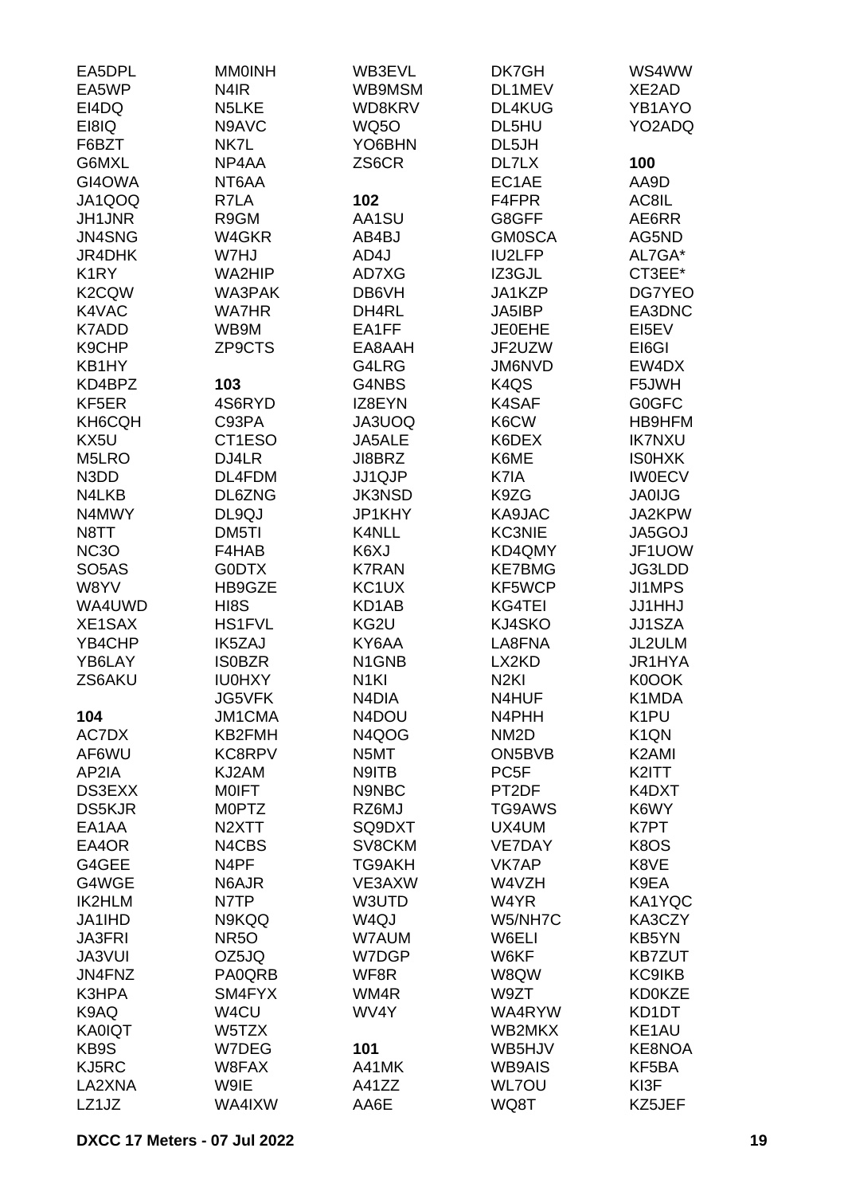EA5DPL
EA5WP
EI4DQ
EI8IQ
F6BZT
G6MXL
GI4OWA
JA1QOQ
JH1JNR
JN4SNG
JR4DHK
K1RY
K2CQW
K4VAC
K7ADD
K9CHP
KB1HY
KD4BPZ
KF5ER
KH6CQH
KX5U
M5LRO
N3DD
N4LKB
N4MWY
N8TT
NC3O
SO5AS
W8YV
WA4UWD
XE1SAX
YB4CHP
YB6LAY
ZS6AKU

**104**

AC7DX
AF6WU
AP2IA
DS3EXX
DS5KJR
EA1AA
EA4OR
G4GEE
G4WGE
IK2HLM
JA1IHD
JA3FRI
JA3VUI
JN4FNZ
K3HPA
K9AQ
KA0IQT
KB9S
KJ5RC
LA2XNA
LZ1JZ

MM0INH
N4IR
N5LKE
N9AVC
NK7L
NP4AA
NT6AA
R7LA
R9GM
W4GKR
W7HJ
WA2HIP
WA3PAK
WA7HR
WB9M
ZP9CTS

**103**

4S6RYD
C93PA
CT1ESO
DJ4LR
DL4FDM
DL6ZNG
DL9QJ
DM5TI
F4HAB
G0DTX
HB9GZE
HI8S
HS1FVL
IK5ZAJ
IS0BZR
IU0HXY
JG5VFK
JM1CMA
KB2FMH
KC8RPV
KJ2AM
M0IFT
M0PTZ
N2XTT
N4CBS
N4PF
N6AJR
N7TP
N9KQQ
NR5O
OZ5JQ
PA0QRB
SM4FYX
W4CU
W5TZX
W7DEG
W8FAX
W9IE
WA4IXW

WB3EVL
WB9MSM
WD8KRV
WQ5O
YO6BHN
ZS6CR

**102**

AA1SU
AB4BJ
AD4J
AD7XG
DB6VH
DH4RL
EA1FF
EA8AAH
G4LRG
G4NBS
IZ8EYN
JA3UOQ
JA5ALE
JI8BRZ
JJ1QJP
JK3NSD
JP1KHY
K4NLL
K6XJ
K7RAN
KC1UX
KD1AB
KG2U
KY6AA
N1GNB
N1KI
N4DIA
N4DOU
N4QOG
N5MT
N9ITB
N9NBC
RZ6MJ
SQ9DXT
SV8CKM
TG9AKH
VE3AXW
W3UTD
W4QJ
W7AUM
W7DGP
WF8R
WM4R
WV4Y

**101**

A41MK
A41ZZ
AA6E

DK7GH
DL1MEV
DL4KUG
DL5HU
DL5JH
DL7LX
EC1AE
F4FPR
G8GFF
GM0SCA
IU2LFP
IZ3GJL
JA1KZP
JA5IBP
JE0EHE
JF2UZW
JM6NVD
K4QS
K4SAF
K6CW
K6DEX
K6ME
K7IA
K9ZG
KA9JAC
KC3NIE
KD4QMY
KE7BMG
KF5WCP
KG4TEI
KJ4SKO
LA8FNA
LX2KD
N2KI
N4HUF
N4PHH
NM2D
ON5BVB
PC5F
PT2DF
TG9AWS
UX4UM
VE7DAY
VK7AP
W4VZH
W4YR
W5/NH7C
W6ELI
W6KF
W8QW
W9ZT
WA4RYW
WB2MKX
WB5HJV
WB9AIS
WL7OU
WQ8T

WS4WW
XE2AD
YB1AYO
YO2ADQ

**100**

AA9D
AC8IL
AE6RR
AG5ND
AL7GA*
CT3EE*
DG7YEO
EA3DNC
EI5EV
EI6GI
EW4DX
F5JWH
G0GFC
HB9HFM
IK7NXU
IS0HXK
IW0ECV
JA0IJG
JA2KPW
JA5GOJ
JF1UOW
JG3LDD
JI1MPS
JJ1HHJ
JJ1SZA
JL2ULM
JR1HYA
K0OOK
K1MDA
K1PU
K1QN
K2AMI
K2ITT
K4DXT
K6WY
K7PT
K8OS
K8VE
K9EA
KA1YQC
KA3CZY
KB5YN
KB7ZUT
KC9IKB
KD0KZE
KD1DT
KE1AU
KE8NOA
KF5BA
KI3F
KZ5JEF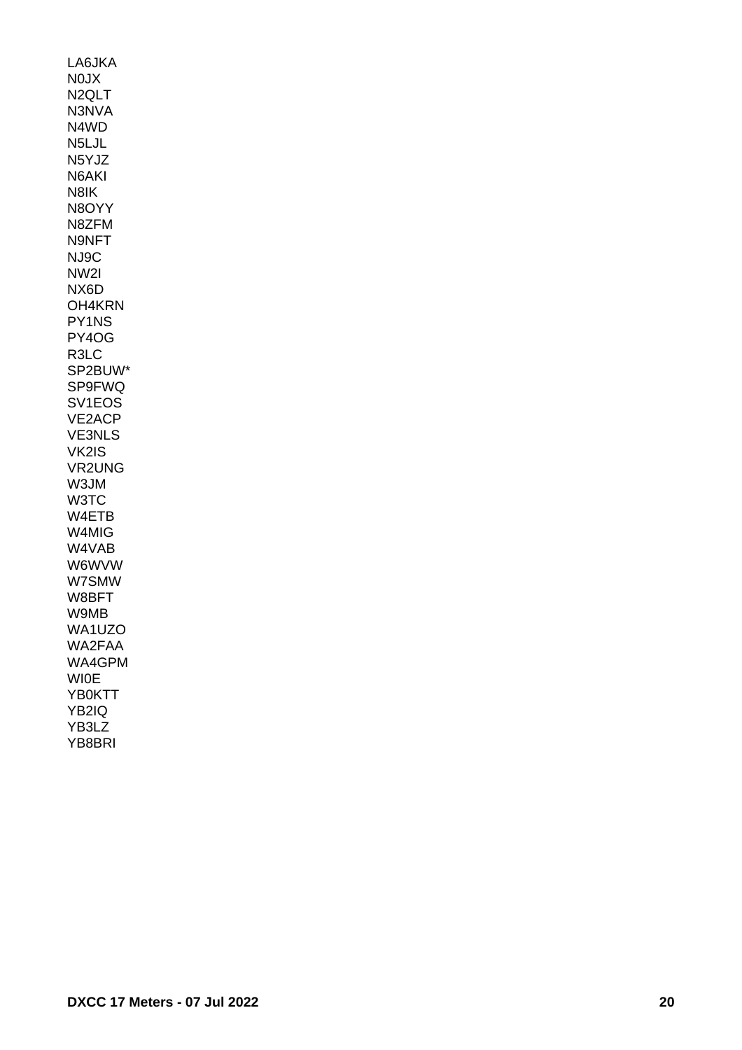LA6JKA
N0JX
N2QLT
N3NVA
N4WD
N5LJL
N5YJZ
N6AKI
N8IK
N8OYY
N8ZFM
N9NFT
NJ9C
NW2I
NX6D
OH4KRN
PY1NS
PY4OG
R3LC
SP2BUW*
SP9FWQ
SV1EOS
VE2ACP
VE3NLS
VK2IS
VR2UNG
W3JM
W3TC
W4ETB
W4MIG
W4VAB
W6WVW
W7SMW
W8BFT
W9MB
WA1UZO
WA2FAA
WA4GPM
WI0E
YB0KTT
YB2IQ
YB3LZ
YB8BRI